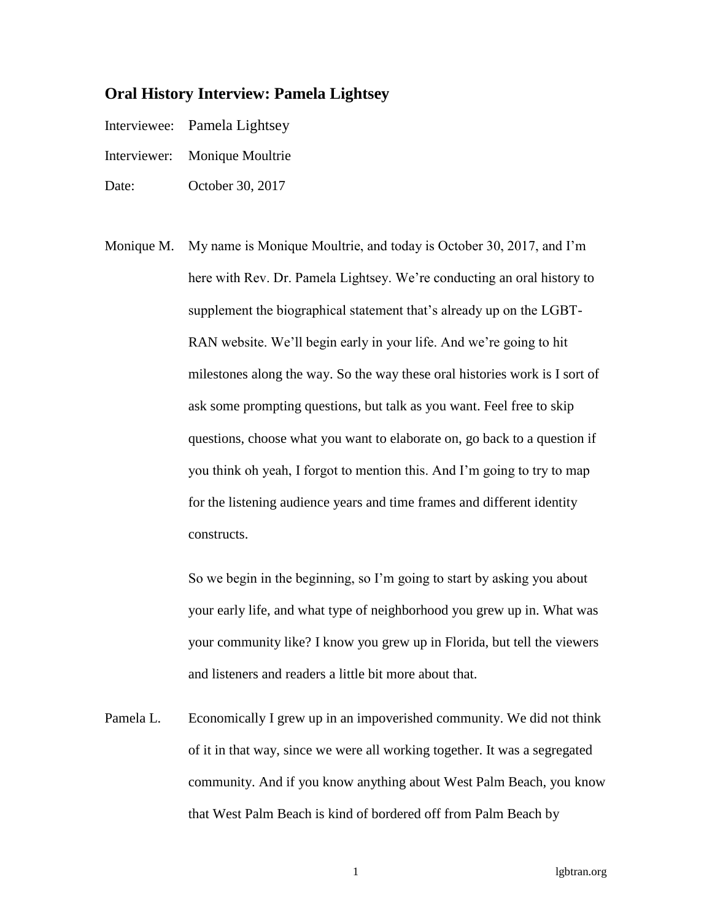## Oral History Interview: Pamela Lightsey

Interviewee: Pamela Lightsey

Interviewer: Monique Moultrie

Date: October 30, 2017

Monique M. My name is Monique Moultrie, and today is October 30, 2017, and I'm here with Rev. Dr. Pamela Lightsey. We're conducting an oral history to supplement the biographical statement that's already up on the LGBT-RAN website. We'll begin early in your life. And we're going to hit milestones along the way. So the way these oral histories work is I sort of ask some prompting questions, but talk as you want. Feel free to skip questions, choose what you want to elaborate on, go back to a question if you think oh yeah, I forgot to mention this. And I'm going to try to map for the listening audience years and time frames and different identity constructs.

So we begin in the beginning, so I'm going to start by asking you about your early life, and what type of neighborhood you grew up in. What was your community like? I know you grew up in Florida, but tell the viewers and listeners and readers a little bit more about that.

Pamela L. Economically I grew up in an impoverished community. We did not think of it in that way, since we were all working together. It was a segregated community. And if you know anything about West Palm Beach, you know that West Palm Beach is kind of bordered off from Palm Beach by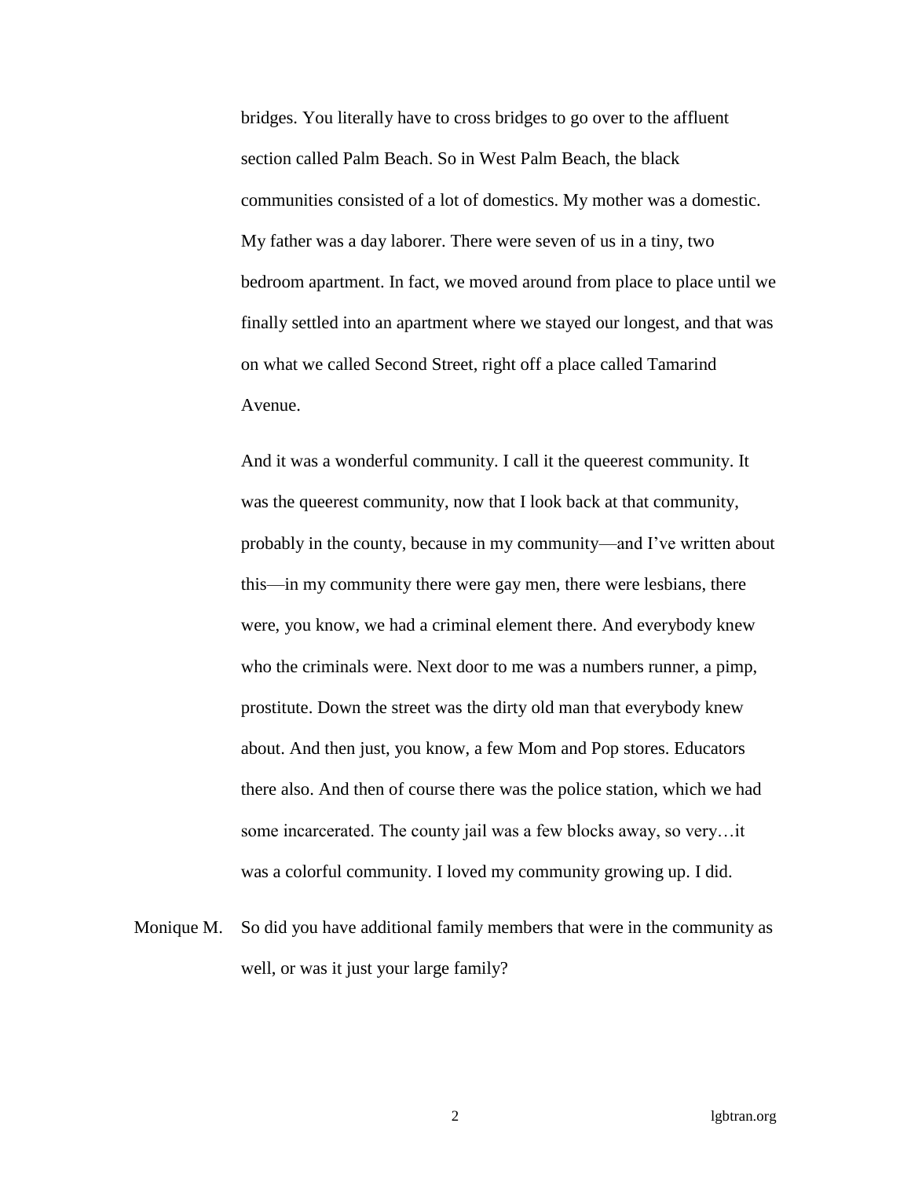bridges. You literally have to cross bridges to go over to the affluent section called Palm Beach. So in West Palm Beach, the black communities consisted of a lot of domestics. My mother was a domestic. My father was a day laborer. There were seven of us in a tiny, two bedroom apartment. In fact, we moved around from place to place until we finally settled into an apartment where we stayed our longest, and that was on what we called Second Street, right off a place called Tamarind Avenue.

And it was a wonderful community. I call it the queerest community. It was the queerest community, now that I look back at that community, probably in the county, because in my community—and I've written about this—in my community there were gay men, there were lesbians, there were, you know, we had a criminal element there. And everybody knew who the criminals were. Next door to me was a numbers runner, a pimp, prostitute. Down the street was the dirty old man that everybody knew about. And then just, you know, a few Mom and Pop stores. Educators there also. And then of course there was the police station, which we had some incarcerated. The county jail was a few blocks away, so very…it was a colorful community. I loved my community growing up. I did.

Monique M. So did you have additional family members that were in the community as well, or was it just your large family?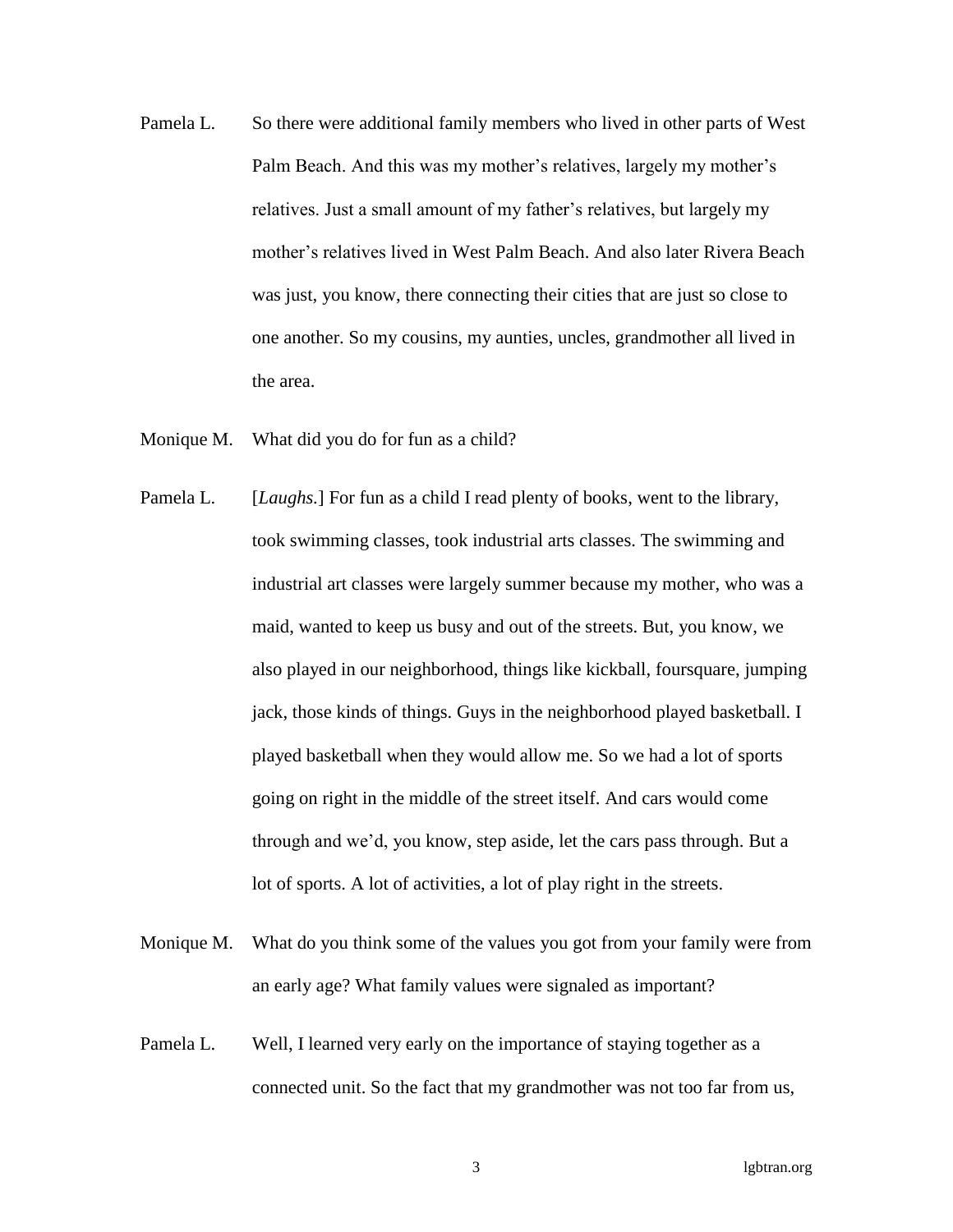Pamela L. So there were additional family members who lived in other parts of West Palm Beach. And this was my mother's relatives, largely my mother's relatives. Just a small amount of my father's relatives, but largely my mother's relatives lived in West Palm Beach. And also later Rivera Beach was just, you know, there connecting their cities that are just so close to one another. So my cousins, my aunties, uncles, grandmother all lived in the area.

Monique M. What did you do for fun as a child?

Pamela L. [*Laughs.*] For fun as a child I read plenty of books, went to the library, took swimming classes, took industrial arts classes. The swimming and industrial art classes were largely summer because my mother, who was a maid, wanted to keep us busy and out of the streets. But, you know, we also played in our neighborhood, things like kickball, foursquare, jumping jack, those kinds of things. Guys in the neighborhood played basketball. I played basketball when they would allow me. So we had a lot of sports going on right in the middle of the street itself. And cars would come through and we'd, you know, step aside, let the cars pass through. But a lot of sports. A lot of activities, a lot of play right in the streets.

Monique M. What do you think some of the values you got from your family were from an early age? What family values were signaled as important?

Pamela L. Well, I learned very early on the importance of staying together as a connected unit. So the fact that my grandmother was not too far from us,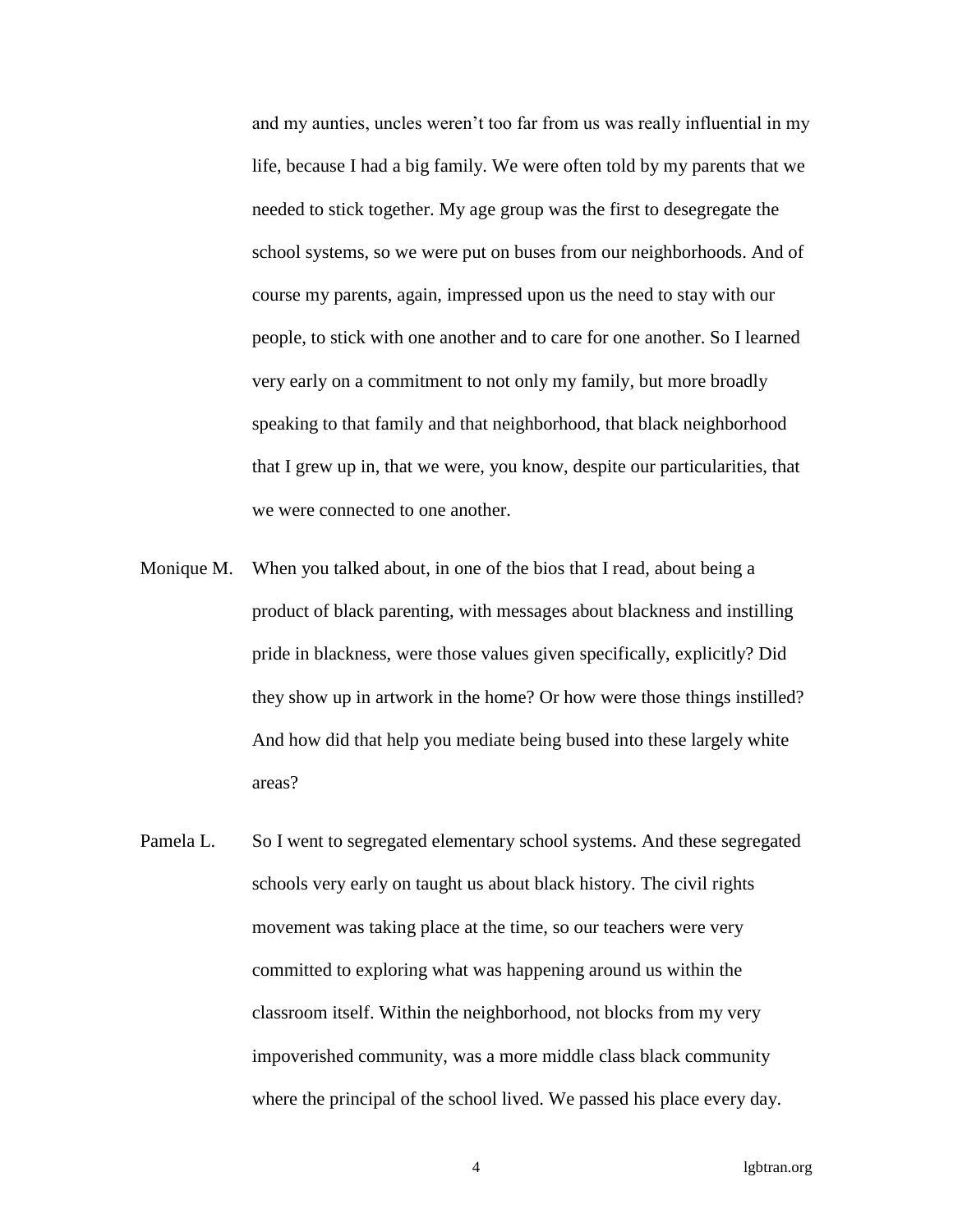and my aunties, uncles weren't too far from us was really influential in my life, because I had a big family. We were often told by my parents that we needed to stick together. My age group was the first to desegregate the school systems, so we were put on buses from our neighborhoods. And of course my parents, again, impressed upon us the need to stay with our people, to stick with one another and to care for one another. So I learned very early on a commitment to not only my family, but more broadly speaking to that family and that neighborhood, that black neighborhood that I grew up in, that we were, you know, despite our particularities, that we were connected to one another.

Monique M. When you talked about, in one of the bios that I read, about being a product of black parenting, with messages about blackness and instilling pride in blackness, were those values given specifically, explicitly? Did they show up in artwork in the home? Or how were those things instilled? And how did that help you mediate being bused into these largely white areas?

Pamela L. So I went to segregated elementary school systems. And these segregated schools very early on taught us about black history. The civil rights movement was taking place at the time, so our teachers were very committed to exploring what was happening around us within the classroom itself. Within the neighborhood, not blocks from my very impoverished community, was a more middle class black community where the principal of the school lived. We passed his place every day.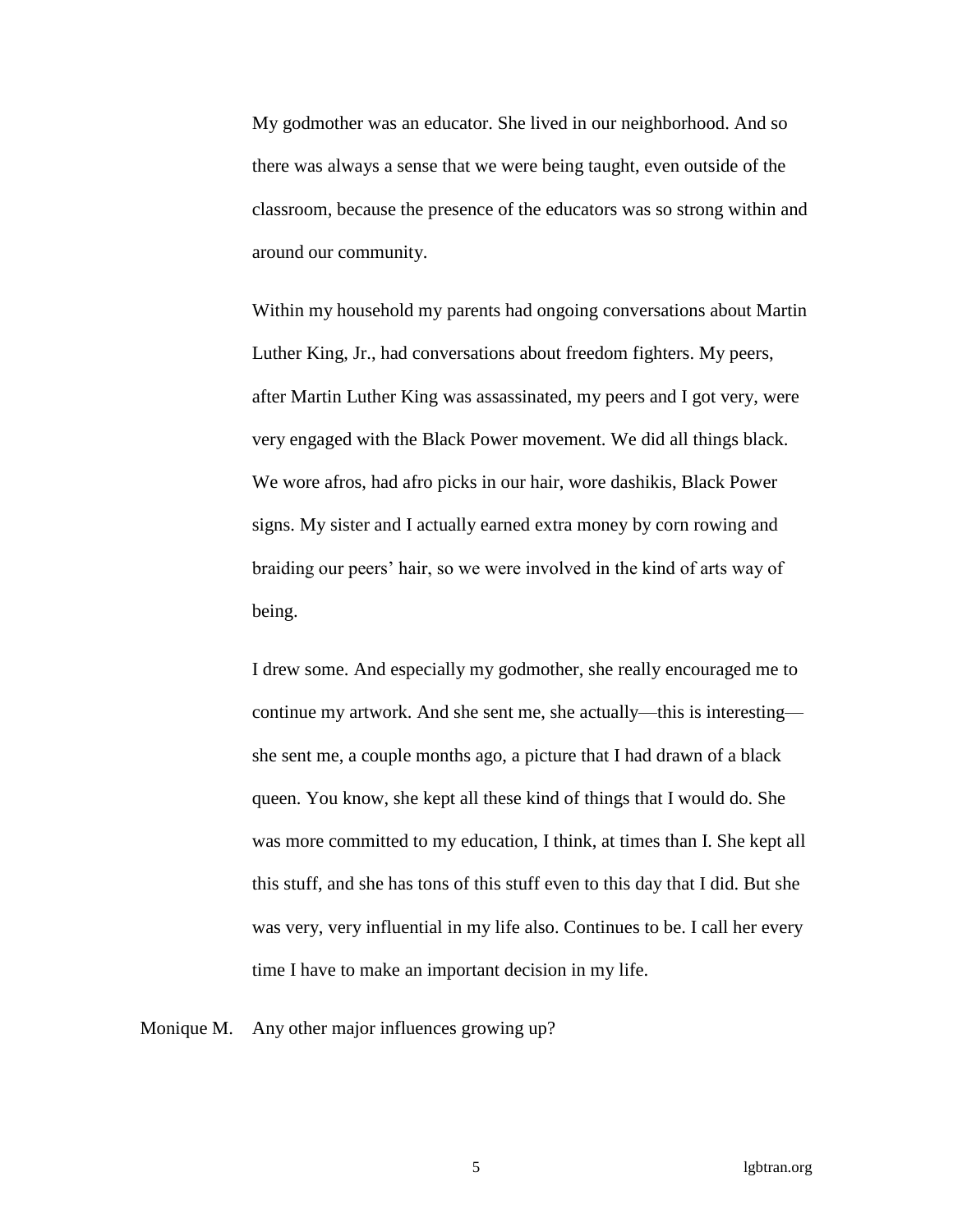My godmother was an educator. She lived in our neighborhood. And so there was always a sense that we were being taught, even outside of the classroom, because the presence of the educators was so strong within and around our community.

Within my household my parents had ongoing conversations about Martin Luther King, Jr., had conversations about freedom fighters. My peers, after Martin Luther King was assassinated, my peers and I got very, were very engaged with the Black Power movement. We did all things black. We wore afros, had afro picks in our hair, wore dashikis, Black Power signs. My sister and I actually earned extra money by corn rowing and braiding our peers' hair, so we were involved in the kind of arts way of being.

I drew some. And especially my godmother, she really encouraged me to continue my artwork. And she sent me, she actually—this is interesting—she sent me, a couple months ago, a picture that I had drawn of a black queen. You know, she kept all these kind of things that I would do. She was more committed to my education, I think, at times than I. She kept all this stuff, and she has tons of this stuff even to this day that I did. But she was very, very influential in my life also. Continues to be. I call her every time I have to make an important decision in my life.

Monique M. Any other major influences growing up?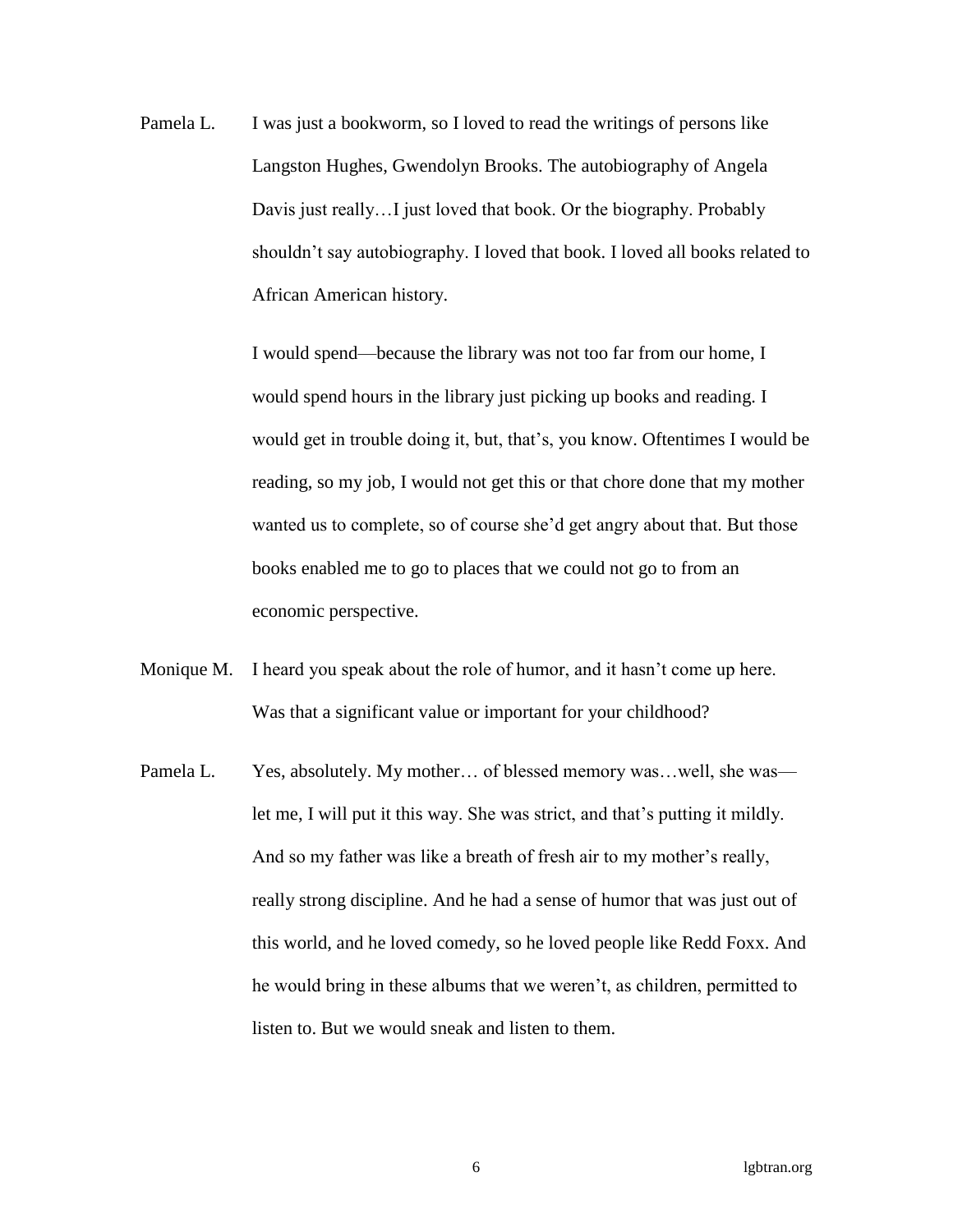Pamela L. I was just a bookworm, so I loved to read the writings of persons like Langston Hughes, Gwendolyn Brooks. The autobiography of Angela Davis just really…I just loved that book. Or the biography. Probably shouldn't say autobiography. I loved that book. I loved all books related to African American history.

I would spend—because the library was not too far from our home, I would spend hours in the library just picking up books and reading. I would get in trouble doing it, but, that's, you know. Oftentimes I would be reading, so my job, I would not get this or that chore done that my mother wanted us to complete, so of course she'd get angry about that. But those books enabled me to go to places that we could not go to from an economic perspective.

Monique M. I heard you speak about the role of humor, and it hasn't come up here. Was that a significant value or important for your childhood?

Pamela L. Yes, absolutely. My mother… of blessed memory was…well, she was—let me, I will put it this way. She was strict, and that's putting it mildly. And so my father was like a breath of fresh air to my mother's really, really strong discipline. And he had a sense of humor that was just out of this world, and he loved comedy, so he loved people like Redd Foxx. And he would bring in these albums that we weren't, as children, permitted to listen to. But we would sneak and listen to them.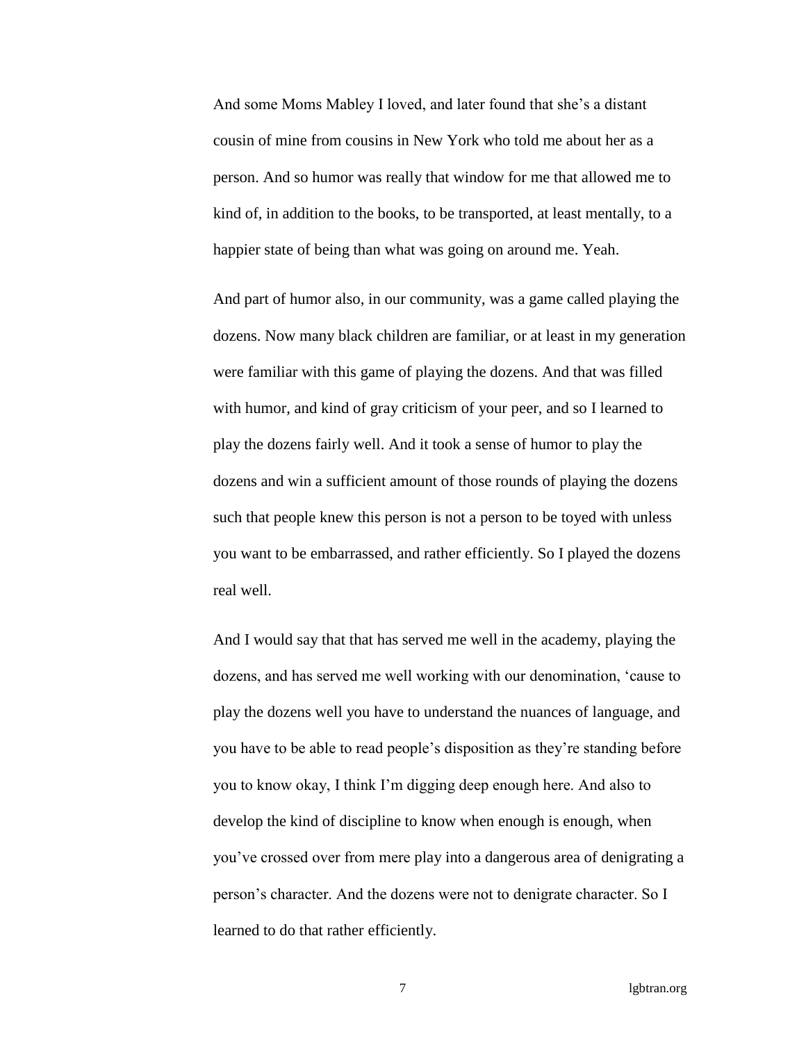And some Moms Mabley I loved, and later found that she’s a distant cousin of mine from cousins in New York who told me about her as a person. And so humor was really that window for me that allowed me to kind of, in addition to the books, to be transported, at least mentally, to a happier state of being than what was going on around me. Yeah.

And part of humor also, in our community, was a game called playing the dozens. Now many black children are familiar, or at least in my generation were familiar with this game of playing the dozens. And that was filled with humor, and kind of gray criticism of your peer, and so I learned to play the dozens fairly well. And it took a sense of humor to play the dozens and win a sufficient amount of those rounds of playing the dozens such that people knew this person is not a person to be toyed with unless you want to be embarrassed, and rather efficiently. So I played the dozens real well.

And I would say that that has served me well in the academy, playing the dozens, and has served me well working with our denomination, ‘cause to play the dozens well you have to understand the nuances of language, and you have to be able to read people’s disposition as they’re standing before you to know okay, I think I’m digging deep enough here. And also to develop the kind of discipline to know when enough is enough, when you’ve crossed over from mere play into a dangerous area of denigrating a person’s character. And the dozens were not to denigrate character. So I learned to do that rather efficiently.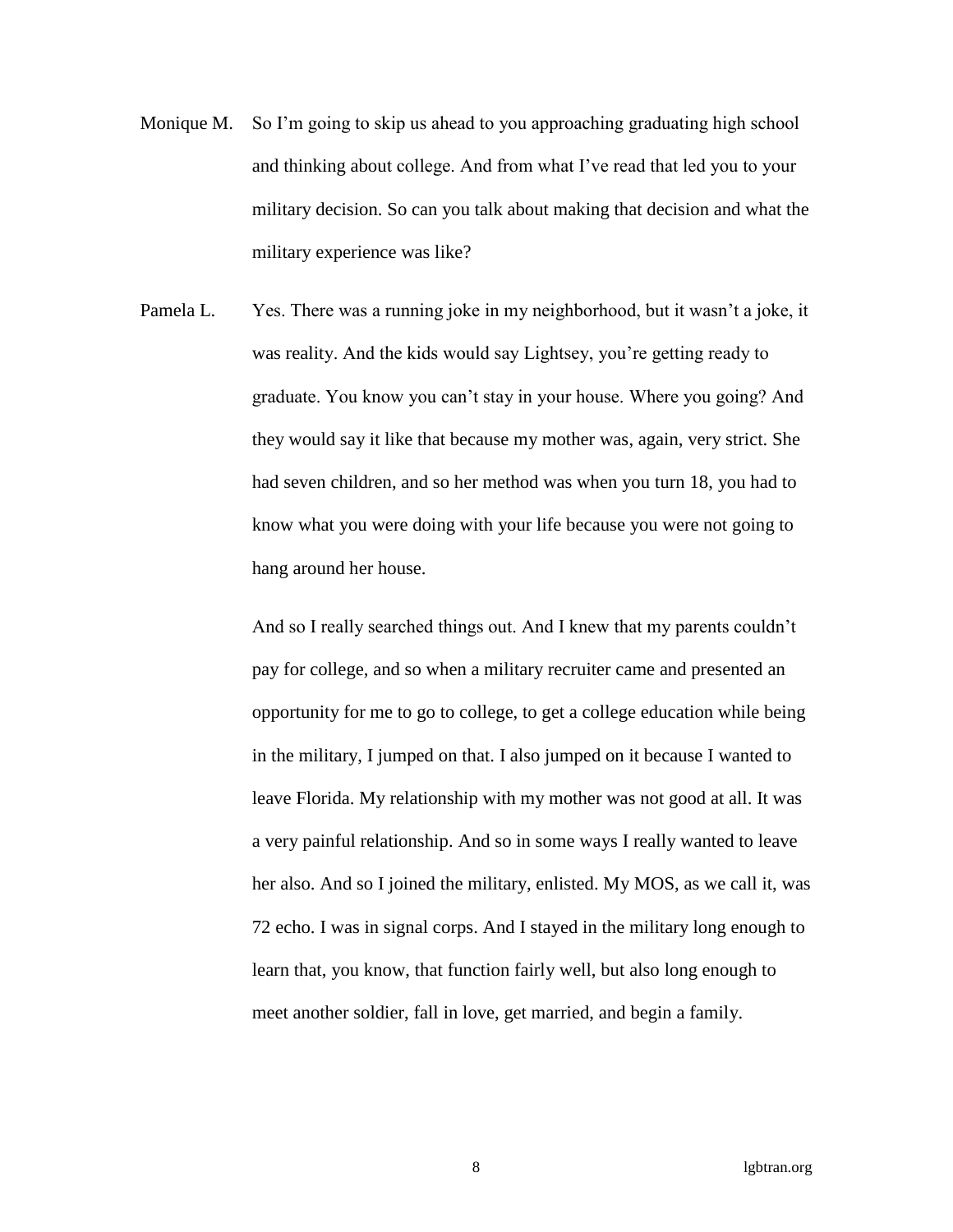Monique M. So I'm going to skip us ahead to you approaching graduating high school and thinking about college. And from what I've read that led you to your military decision. So can you talk about making that decision and what the military experience was like?

Pamela L. Yes. There was a running joke in my neighborhood, but it wasn't a joke, it was reality. And the kids would say Lightsey, you're getting ready to graduate. You know you can't stay in your house. Where you going? And they would say it like that because my mother was, again, very strict. She had seven children, and so her method was when you turn 18, you had to know what you were doing with your life because you were not going to hang around her house.

And so I really searched things out. And I knew that my parents couldn't pay for college, and so when a military recruiter came and presented an opportunity for me to go to college, to get a college education while being in the military, I jumped on that. I also jumped on it because I wanted to leave Florida. My relationship with my mother was not good at all. It was a very painful relationship. And so in some ways I really wanted to leave her also. And so I joined the military, enlisted. My MOS, as we call it, was 72 echo. I was in signal corps. And I stayed in the military long enough to learn that, you know, that function fairly well, but also long enough to meet another soldier, fall in love, get married, and begin a family.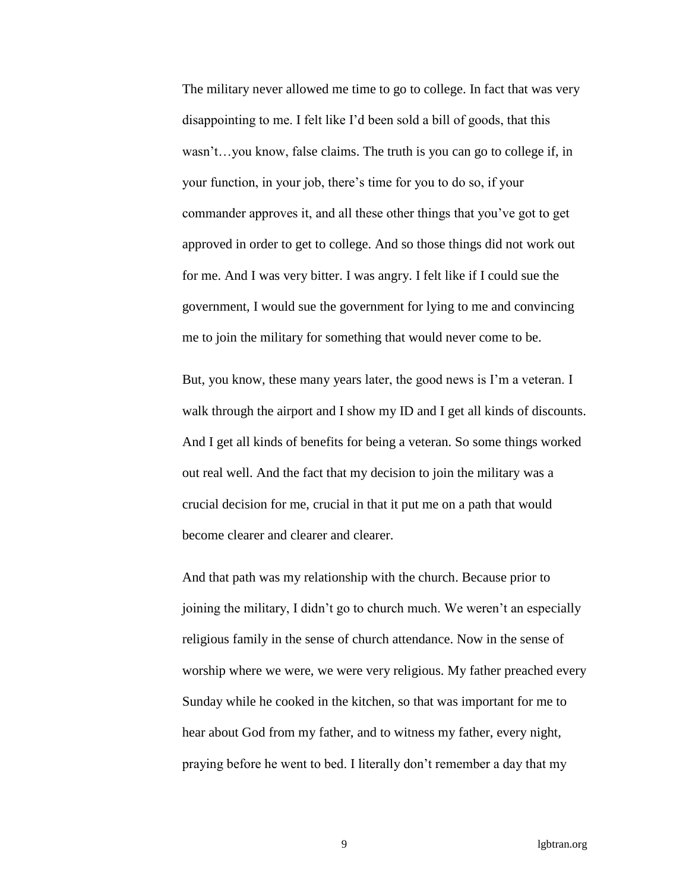The military never allowed me time to go to college. In fact that was very disappointing to me. I felt like I'd been sold a bill of goods, that this wasn't…you know, false claims. The truth is you can go to college if, in your function, in your job, there's time for you to do so, if your commander approves it, and all these other things that you've got to get approved in order to get to college. And so those things did not work out for me. And I was very bitter. I was angry. I felt like if I could sue the government, I would sue the government for lying to me and convincing me to join the military for something that would never come to be.

But, you know, these many years later, the good news is I'm a veteran. I walk through the airport and I show my ID and I get all kinds of discounts. And I get all kinds of benefits for being a veteran. So some things worked out real well. And the fact that my decision to join the military was a crucial decision for me, crucial in that it put me on a path that would become clearer and clearer and clearer.

And that path was my relationship with the church. Because prior to joining the military, I didn't go to church much. We weren't an especially religious family in the sense of church attendance. Now in the sense of worship where we were, we were very religious. My father preached every Sunday while he cooked in the kitchen, so that was important for me to hear about God from my father, and to witness my father, every night, praying before he went to bed. I literally don't remember a day that my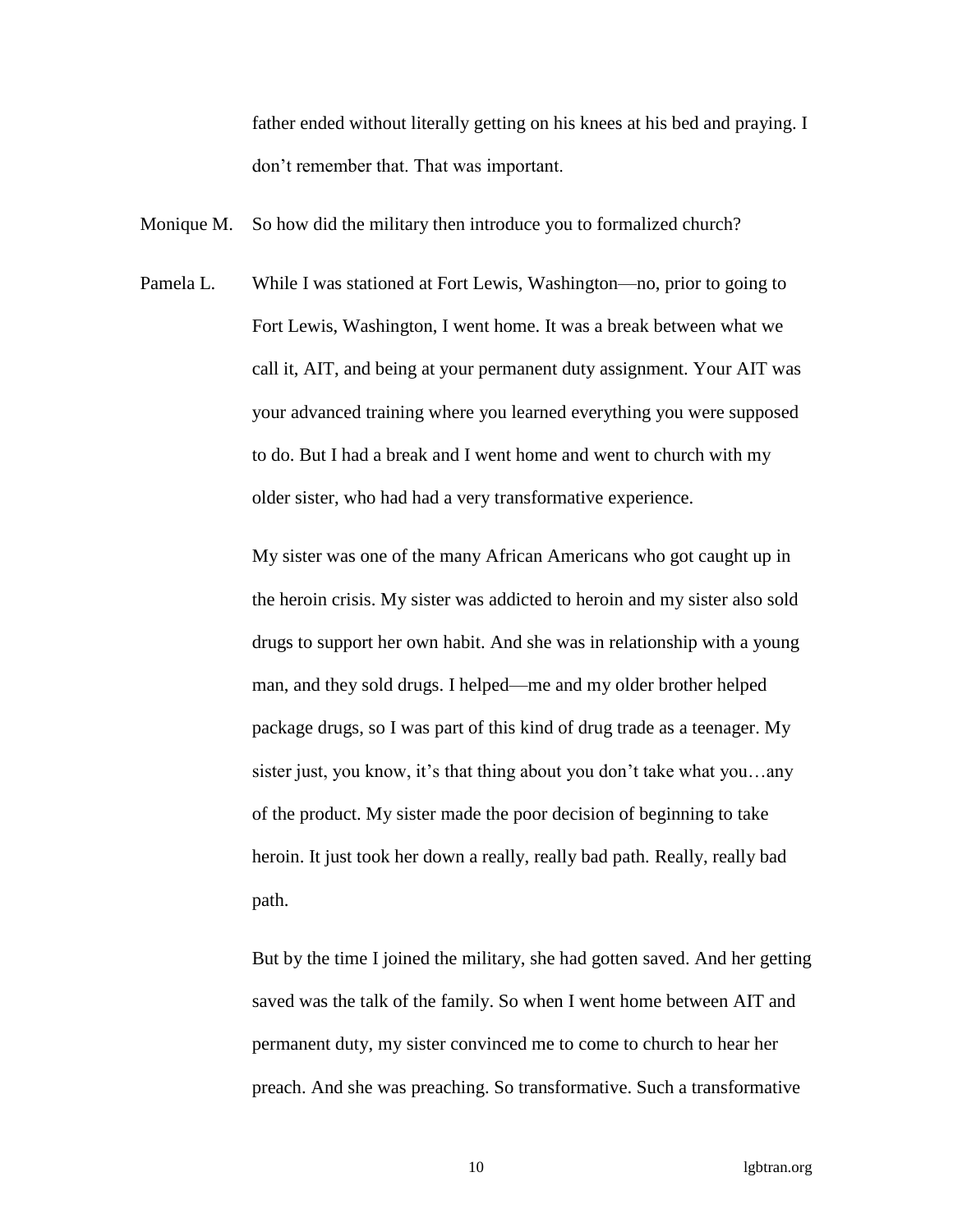father ended without literally getting on his knees at his bed and praying. I don't remember that. That was important.

Monique M. So how did the military then introduce you to formalized church?

Pamela L. While I was stationed at Fort Lewis, Washington—no, prior to going to Fort Lewis, Washington, I went home. It was a break between what we call it, AIT, and being at your permanent duty assignment. Your AIT was your advanced training where you learned everything you were supposed to do. But I had a break and I went home and went to church with my older sister, who had had a very transformative experience.

My sister was one of the many African Americans who got caught up in the heroin crisis. My sister was addicted to heroin and my sister also sold drugs to support her own habit. And she was in relationship with a young man, and they sold drugs. I helped—me and my older brother helped package drugs, so I was part of this kind of drug trade as a teenager. My sister just, you know, it's that thing about you don't take what you…any of the product. My sister made the poor decision of beginning to take heroin. It just took her down a really, really bad path. Really, really bad path.

But by the time I joined the military, she had gotten saved. And her getting saved was the talk of the family. So when I went home between AIT and permanent duty, my sister convinced me to come to church to hear her preach. And she was preaching. So transformative. Such a transformative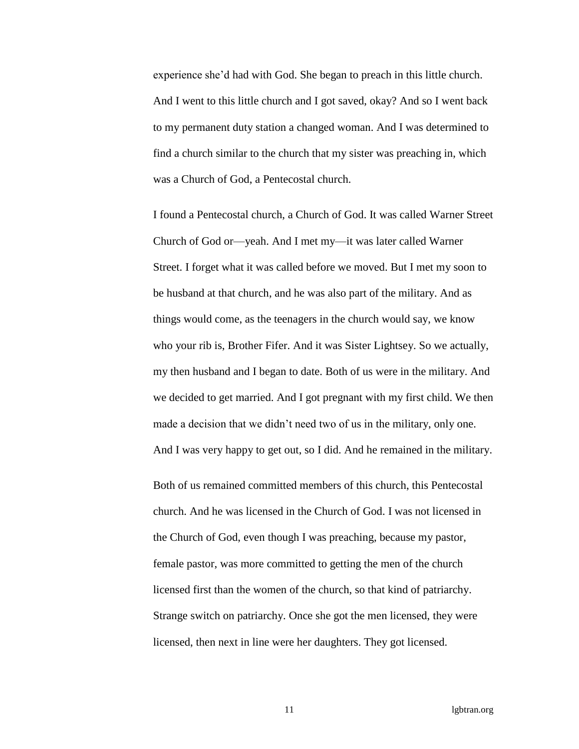experience she'd had with God. She began to preach in this little church. And I went to this little church and I got saved, okay? And so I went back to my permanent duty station a changed woman. And I was determined to find a church similar to the church that my sister was preaching in, which was a Church of God, a Pentecostal church.

I found a Pentecostal church, a Church of God. It was called Warner Street Church of God or—yeah. And I met my—it was later called Warner Street. I forget what it was called before we moved. But I met my soon to be husband at that church, and he was also part of the military. And as things would come, as the teenagers in the church would say, we know who your rib is, Brother Fifer. And it was Sister Lightsey. So we actually, my then husband and I began to date. Both of us were in the military. And we decided to get married. And I got pregnant with my first child. We then made a decision that we didn't need two of us in the military, only one. And I was very happy to get out, so I did. And he remained in the military.

Both of us remained committed members of this church, this Pentecostal church. And he was licensed in the Church of God. I was not licensed in the Church of God, even though I was preaching, because my pastor, female pastor, was more committed to getting the men of the church licensed first than the women of the church, so that kind of patriarchy. Strange switch on patriarchy. Once she got the men licensed, they were licensed, then next in line were her daughters. They got licensed.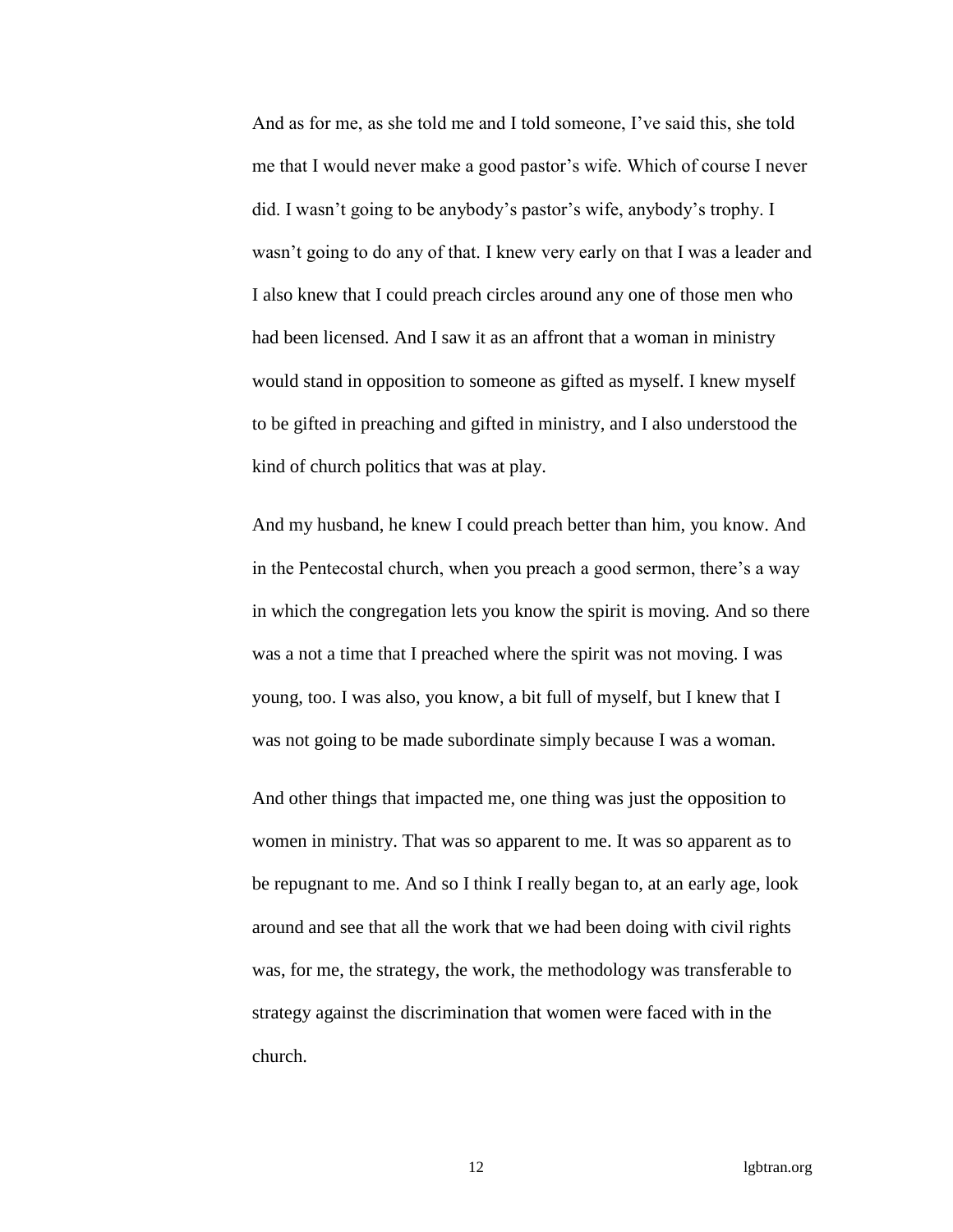And as for me, as she told me and I told someone, I've said this, she told me that I would never make a good pastor's wife. Which of course I never did. I wasn't going to be anybody's pastor's wife, anybody's trophy. I wasn't going to do any of that. I knew very early on that I was a leader and I also knew that I could preach circles around any one of those men who had been licensed. And I saw it as an affront that a woman in ministry would stand in opposition to someone as gifted as myself. I knew myself to be gifted in preaching and gifted in ministry, and I also understood the kind of church politics that was at play.

And my husband, he knew I could preach better than him, you know. And in the Pentecostal church, when you preach a good sermon, there's a way in which the congregation lets you know the spirit is moving. And so there was a not a time that I preached where the spirit was not moving. I was young, too. I was also, you know, a bit full of myself, but I knew that I was not going to be made subordinate simply because I was a woman.

And other things that impacted me, one thing was just the opposition to women in ministry. That was so apparent to me. It was so apparent as to be repugnant to me. And so I think I really began to, at an early age, look around and see that all the work that we had been doing with civil rights was, for me, the strategy, the work, the methodology was transferable to strategy against the discrimination that women were faced with in the church.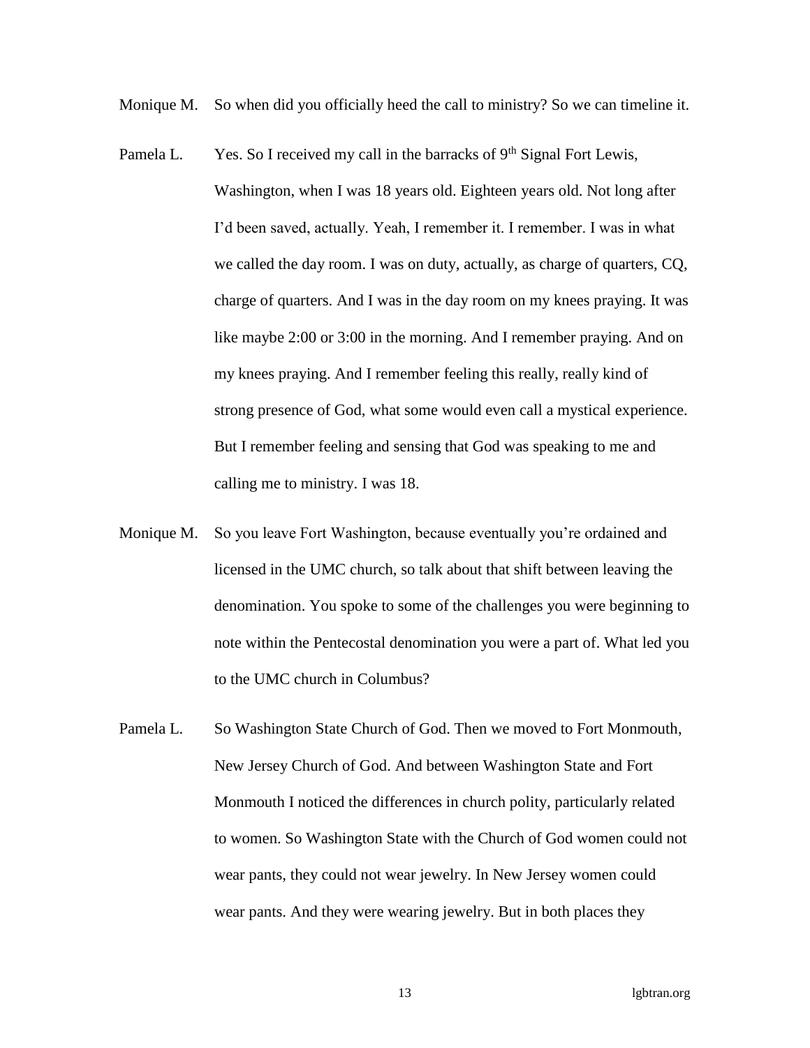Monique M. So when did you officially heed the call to ministry? So we can timeline it.

Pamela L. Yes. So I received my call in the barracks of 9th Signal Fort Lewis, Washington, when I was 18 years old. Eighteen years old. Not long after I'd been saved, actually. Yeah, I remember it. I remember. I was in what we called the day room. I was on duty, actually, as charge of quarters, CQ, charge of quarters. And I was in the day room on my knees praying. It was like maybe 2:00 or 3:00 in the morning. And I remember praying. And on my knees praying. And I remember feeling this really, really kind of strong presence of God, what some would even call a mystical experience. But I remember feeling and sensing that God was speaking to me and calling me to ministry. I was 18.

Monique M. So you leave Fort Washington, because eventually you're ordained and licensed in the UMC church, so talk about that shift between leaving the denomination. You spoke to some of the challenges you were beginning to note within the Pentecostal denomination you were a part of. What led you to the UMC church in Columbus?

Pamela L. So Washington State Church of God. Then we moved to Fort Monmouth, New Jersey Church of God. And between Washington State and Fort Monmouth I noticed the differences in church polity, particularly related to women. So Washington State with the Church of God women could not wear pants, they could not wear jewelry. In New Jersey women could wear pants. And they were wearing jewelry. But in both places they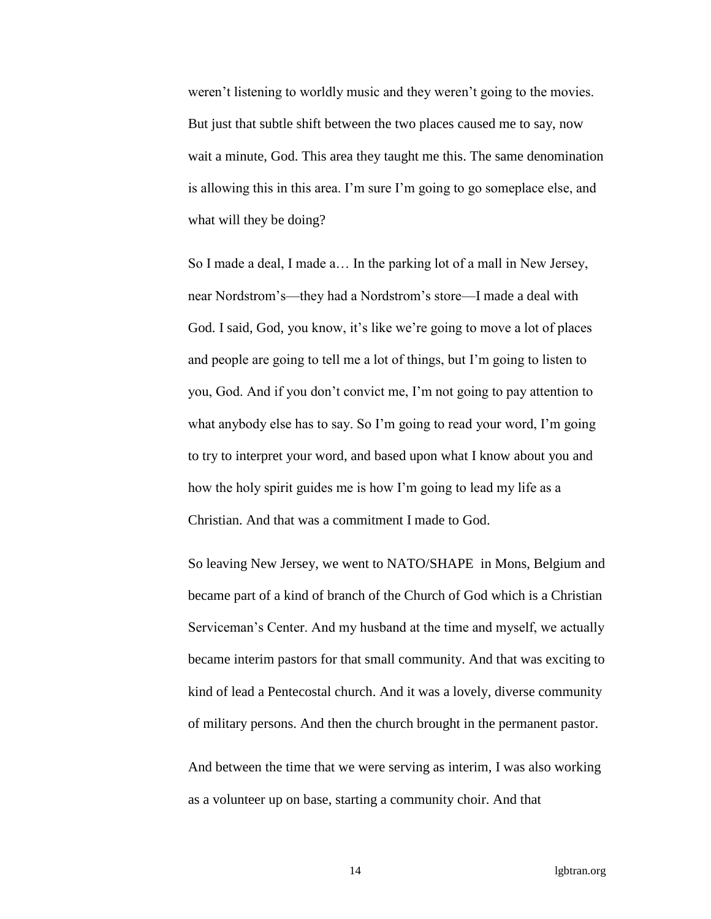weren't listening to worldly music and they weren't going to the movies. But just that subtle shift between the two places caused me to say, now wait a minute, God. This area they taught me this. The same denomination is allowing this in this area. I'm sure I'm going to go someplace else, and what will they be doing?

So I made a deal, I made a… In the parking lot of a mall in New Jersey, near Nordstrom's—they had a Nordstrom's store—I made a deal with God. I said, God, you know, it's like we're going to move a lot of places and people are going to tell me a lot of things, but I'm going to listen to you, God. And if you don't convict me, I'm not going to pay attention to what anybody else has to say. So I'm going to read your word, I'm going to try to interpret your word, and based upon what I know about you and how the holy spirit guides me is how I'm going to lead my life as a Christian. And that was a commitment I made to God.

So leaving New Jersey, we went to NATO/SHAPE in Mons, Belgium and became part of a kind of branch of the Church of God which is a Christian Serviceman's Center. And my husband at the time and myself, we actually became interim pastors for that small community. And that was exciting to kind of lead a Pentecostal church. And it was a lovely, diverse community of military persons. And then the church brought in the permanent pastor.

And between the time that we were serving as interim, I was also working as a volunteer up on base, starting a community choir. And that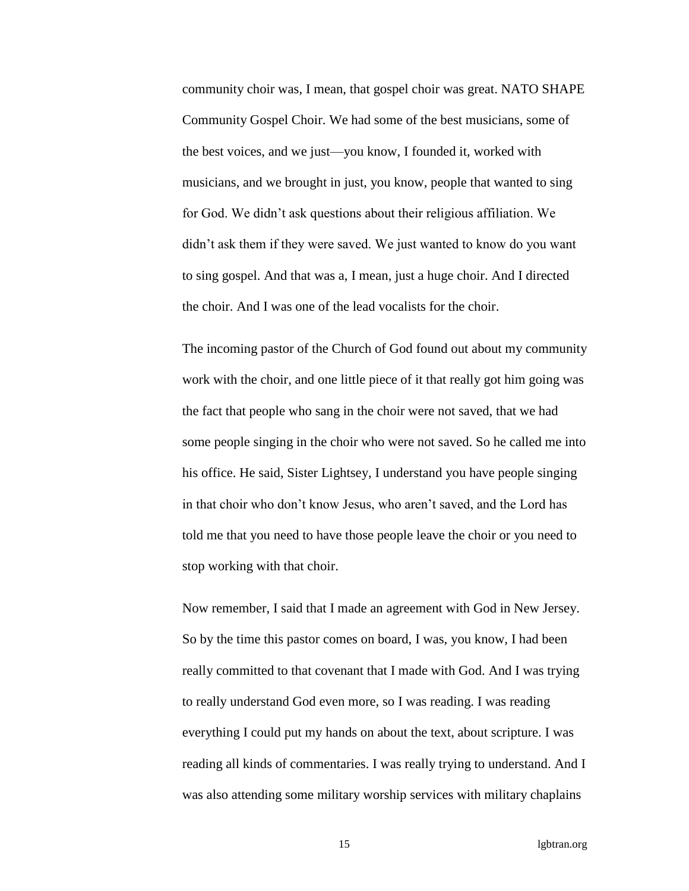community choir was, I mean, that gospel choir was great. NATO SHAPE Community Gospel Choir. We had some of the best musicians, some of the best voices, and we just—you know, I founded it, worked with musicians, and we brought in just, you know, people that wanted to sing for God. We didn't ask questions about their religious affiliation. We didn't ask them if they were saved. We just wanted to know do you want to sing gospel. And that was a, I mean, just a huge choir. And I directed the choir. And I was one of the lead vocalists for the choir.

The incoming pastor of the Church of God found out about my community work with the choir, and one little piece of it that really got him going was the fact that people who sang in the choir were not saved, that we had some people singing in the choir who were not saved. So he called me into his office. He said, Sister Lightsey, I understand you have people singing in that choir who don't know Jesus, who aren't saved, and the Lord has told me that you need to have those people leave the choir or you need to stop working with that choir.

Now remember, I said that I made an agreement with God in New Jersey. So by the time this pastor comes on board, I was, you know, I had been really committed to that covenant that I made with God. And I was trying to really understand God even more, so I was reading. I was reading everything I could put my hands on about the text, about scripture. I was reading all kinds of commentaries. I was really trying to understand. And I was also attending some military worship services with military chaplains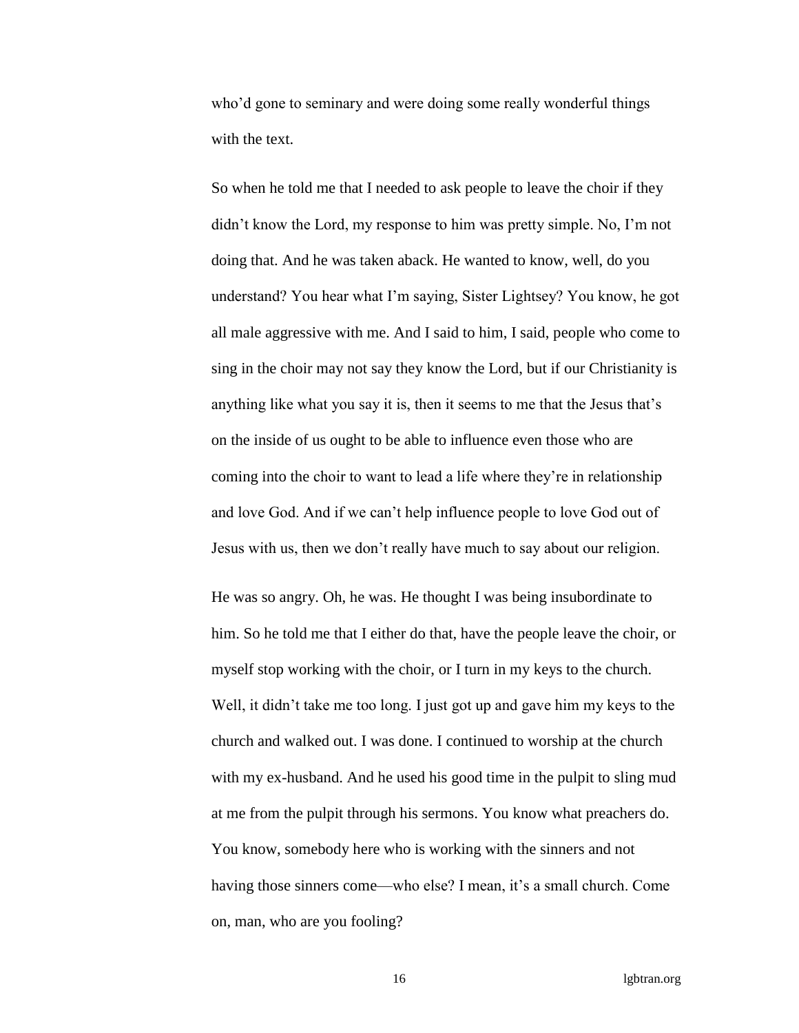who'd gone to seminary and were doing some really wonderful things with the text.

So when he told me that I needed to ask people to leave the choir if they didn't know the Lord, my response to him was pretty simple. No, I'm not doing that. And he was taken aback. He wanted to know, well, do you understand? You hear what I'm saying, Sister Lightsey? You know, he got all male aggressive with me. And I said to him, I said, people who come to sing in the choir may not say they know the Lord, but if our Christianity is anything like what you say it is, then it seems to me that the Jesus that's on the inside of us ought to be able to influence even those who are coming into the choir to want to lead a life where they're in relationship and love God. And if we can't help influence people to love God out of Jesus with us, then we don't really have much to say about our religion.

He was so angry. Oh, he was. He thought I was being insubordinate to him. So he told me that I either do that, have the people leave the choir, or myself stop working with the choir, or I turn in my keys to the church. Well, it didn't take me too long. I just got up and gave him my keys to the church and walked out. I was done. I continued to worship at the church with my ex-husband. And he used his good time in the pulpit to sling mud at me from the pulpit through his sermons. You know what preachers do. You know, somebody here who is working with the sinners and not having those sinners come—who else? I mean, it's a small church. Come on, man, who are you fooling?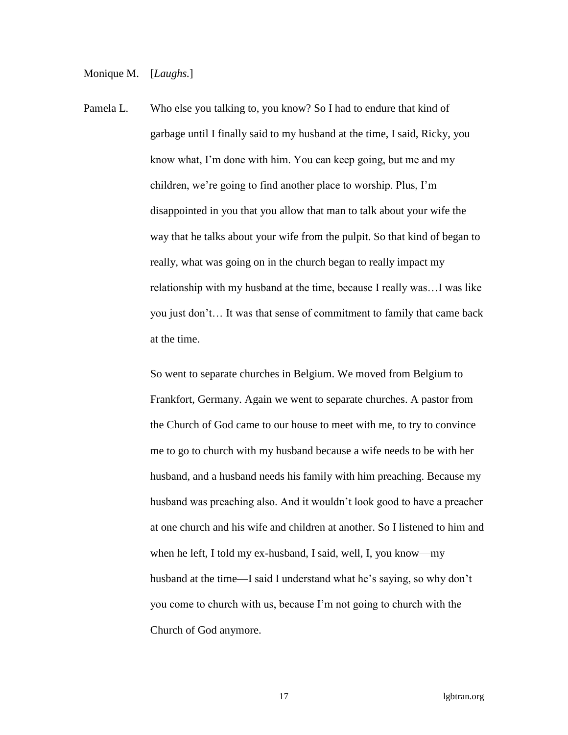Monique M. [*Laughs.*]

Pamela L. Who else you talking to, you know? So I had to endure that kind of garbage until I finally said to my husband at the time, I said, Ricky, you know what, I'm done with him. You can keep going, but me and my children, we're going to find another place to worship. Plus, I'm disappointed in you that you allow that man to talk about your wife the way that he talks about your wife from the pulpit. So that kind of began to really, what was going on in the church began to really impact my relationship with my husband at the time, because I really was…I was like you just don't… It was that sense of commitment to family that came back at the time.

So went to separate churches in Belgium. We moved from Belgium to Frankfort, Germany. Again we went to separate churches. A pastor from the Church of God came to our house to meet with me, to try to convince me to go to church with my husband because a wife needs to be with her husband, and a husband needs his family with him preaching. Because my husband was preaching also. And it wouldn't look good to have a preacher at one church and his wife and children at another. So I listened to him and when he left, I told my ex-husband, I said, well, I, you know—my husband at the time—I said I understand what he's saying, so why don't you come to church with us, because I'm not going to church with the Church of God anymore.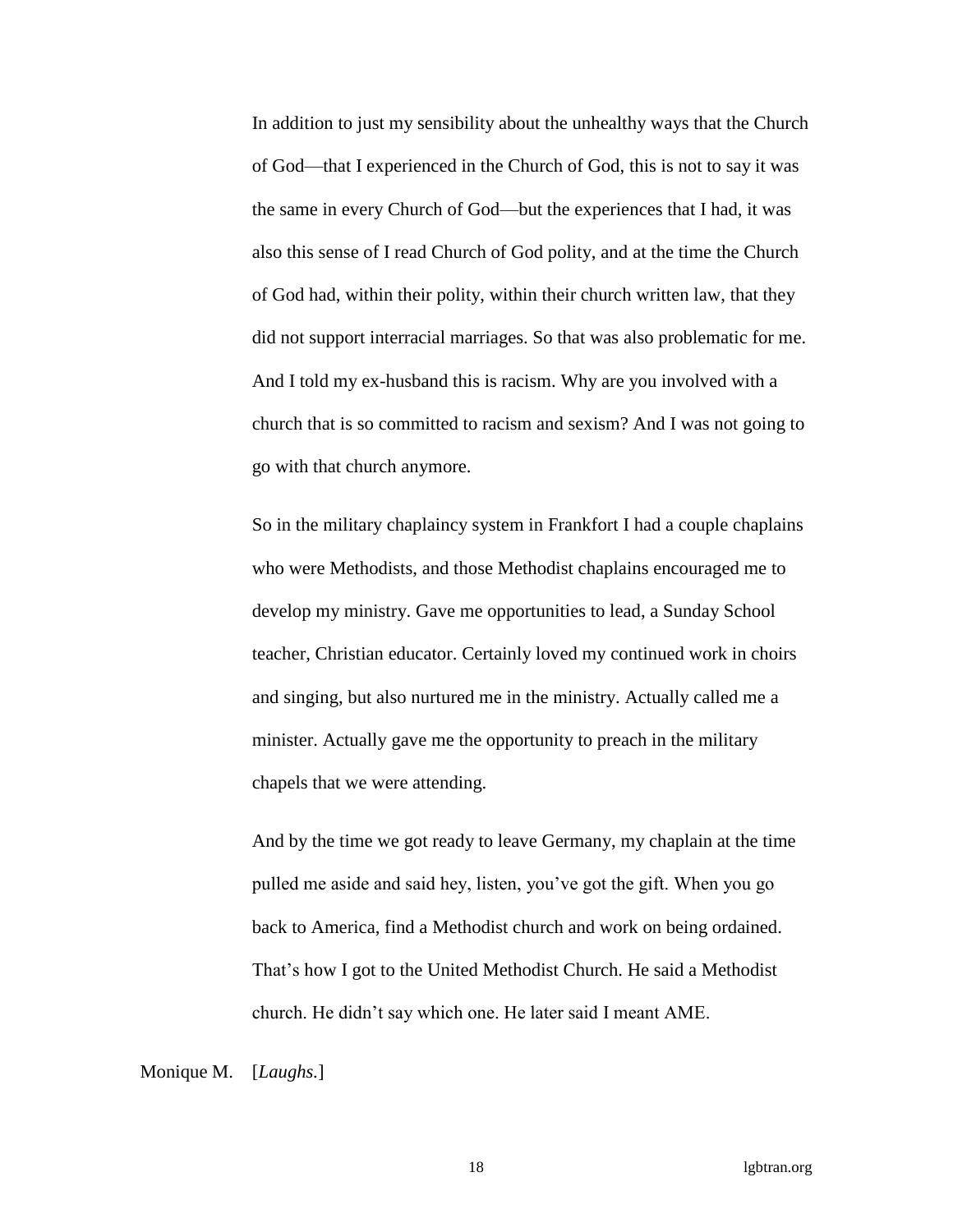In addition to just my sensibility about the unhealthy ways that the Church of God—that I experienced in the Church of God, this is not to say it was the same in every Church of God—but the experiences that I had, it was also this sense of I read Church of God polity, and at the time the Church of God had, within their polity, within their church written law, that they did not support interracial marriages. So that was also problematic for me. And I told my ex-husband this is racism. Why are you involved with a church that is so committed to racism and sexism? And I was not going to go with that church anymore.

So in the military chaplaincy system in Frankfort I had a couple chaplains who were Methodists, and those Methodist chaplains encouraged me to develop my ministry. Gave me opportunities to lead, a Sunday School teacher, Christian educator. Certainly loved my continued work in choirs and singing, but also nurtured me in the ministry. Actually called me a minister. Actually gave me the opportunity to preach in the military chapels that we were attending.

And by the time we got ready to leave Germany, my chaplain at the time pulled me aside and said hey, listen, you've got the gift. When you go back to America, find a Methodist church and work on being ordained. That's how I got to the United Methodist Church. He said a Methodist church. He didn't say which one. He later said I meant AME.

Monique M. [*Laughs.*]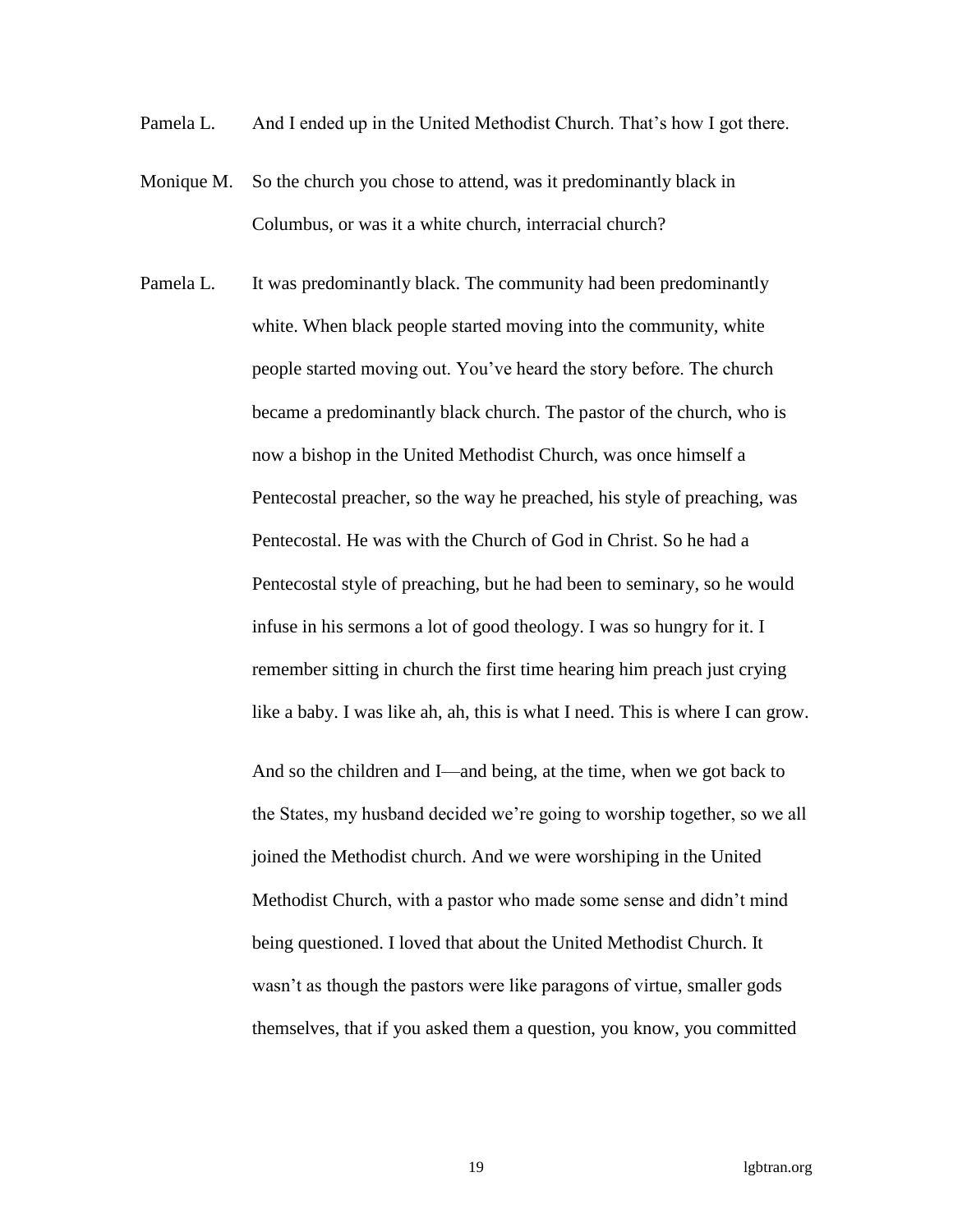Pamela L. And I ended up in the United Methodist Church. That's how I got there.

Monique M. So the church you chose to attend, was it predominantly black in Columbus, or was it a white church, interracial church?

Pamela L. It was predominantly black. The community had been predominantly white. When black people started moving into the community, white people started moving out. You've heard the story before. The church became a predominantly black church. The pastor of the church, who is now a bishop in the United Methodist Church, was once himself a Pentecostal preacher, so the way he preached, his style of preaching, was Pentecostal. He was with the Church of God in Christ. So he had a Pentecostal style of preaching, but he had been to seminary, so he would infuse in his sermons a lot of good theology. I was so hungry for it. I remember sitting in church the first time hearing him preach just crying like a baby. I was like ah, ah, this is what I need. This is where I can grow.

And so the children and I—and being, at the time, when we got back to the States, my husband decided we're going to worship together, so we all joined the Methodist church. And we were worshiping in the United Methodist Church, with a pastor who made some sense and didn't mind being questioned. I loved that about the United Methodist Church. It wasn't as though the pastors were like paragons of virtue, smaller gods themselves, that if you asked them a question, you know, you committed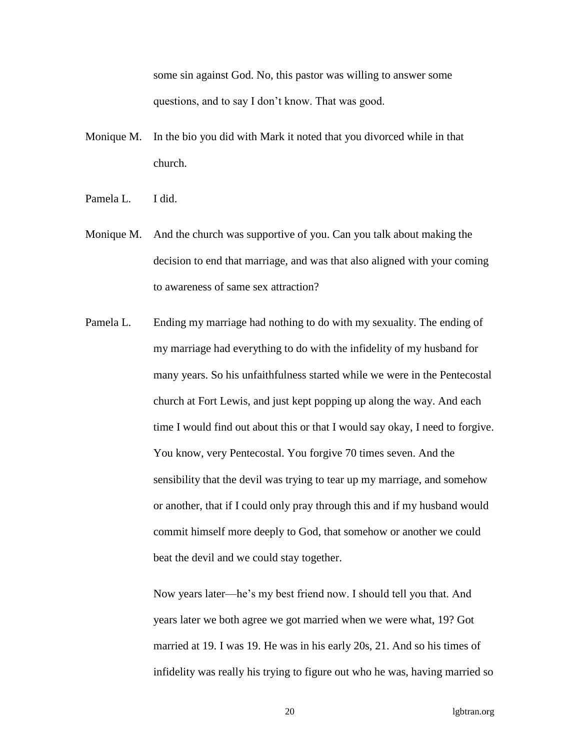some sin against God. No, this pastor was willing to answer some questions, and to say I don't know. That was good.

Monique M. In the bio you did with Mark it noted that you divorced while in that church.

Pamela L. I did.

Monique M. And the church was supportive of you. Can you talk about making the decision to end that marriage, and was that also aligned with your coming to awareness of same sex attraction?

Pamela L. Ending my marriage had nothing to do with my sexuality. The ending of my marriage had everything to do with the infidelity of my husband for many years. So his unfaithfulness started while we were in the Pentecostal church at Fort Lewis, and just kept popping up along the way. And each time I would find out about this or that I would say okay, I need to forgive. You know, very Pentecostal. You forgive 70 times seven. And the sensibility that the devil was trying to tear up my marriage, and somehow or another, that if I could only pray through this and if my husband would commit himself more deeply to God, that somehow or another we could beat the devil and we could stay together.

Now years later—he's my best friend now. I should tell you that. And years later we both agree we got married when we were what, 19? Got married at 19. I was 19. He was in his early 20s, 21. And so his times of infidelity was really his trying to figure out who he was, having married so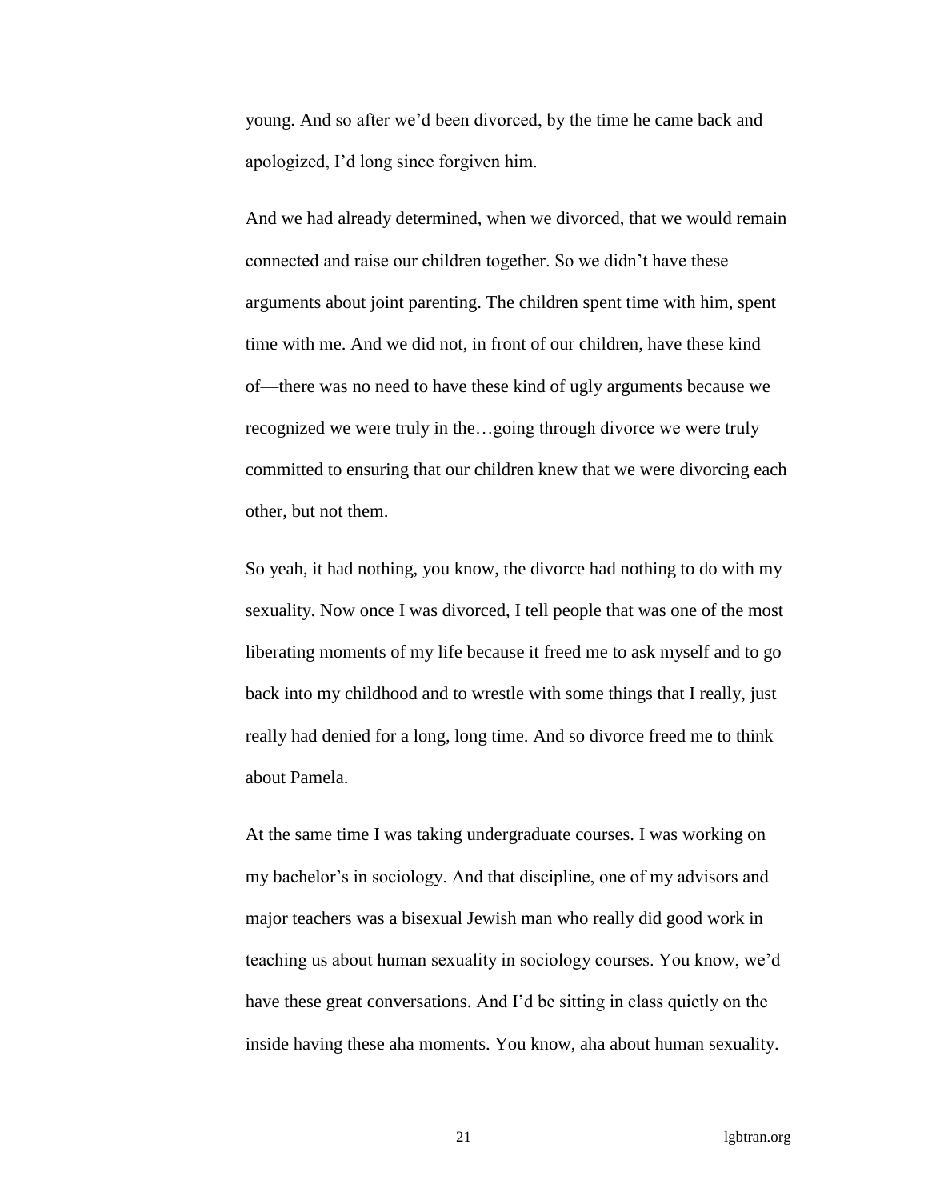young. And so after we'd been divorced, by the time he came back and apologized, I'd long since forgiven him.

And we had already determined, when we divorced, that we would remain connected and raise our children together. So we didn't have these arguments about joint parenting. The children spent time with him, spent time with me. And we did not, in front of our children, have these kind of—there was no need to have these kind of ugly arguments because we recognized we were truly in the…going through divorce we were truly committed to ensuring that our children knew that we were divorcing each other, but not them.

So yeah, it had nothing, you know, the divorce had nothing to do with my sexuality. Now once I was divorced, I tell people that was one of the most liberating moments of my life because it freed me to ask myself and to go back into my childhood and to wrestle with some things that I really, just really had denied for a long, long time. And so divorce freed me to think about Pamela.

At the same time I was taking undergraduate courses. I was working on my bachelor's in sociology. And that discipline, one of my advisors and major teachers was a bisexual Jewish man who really did good work in teaching us about human sexuality in sociology courses. You know, we'd have these great conversations. And I'd be sitting in class quietly on the inside having these aha moments. You know, aha about human sexuality.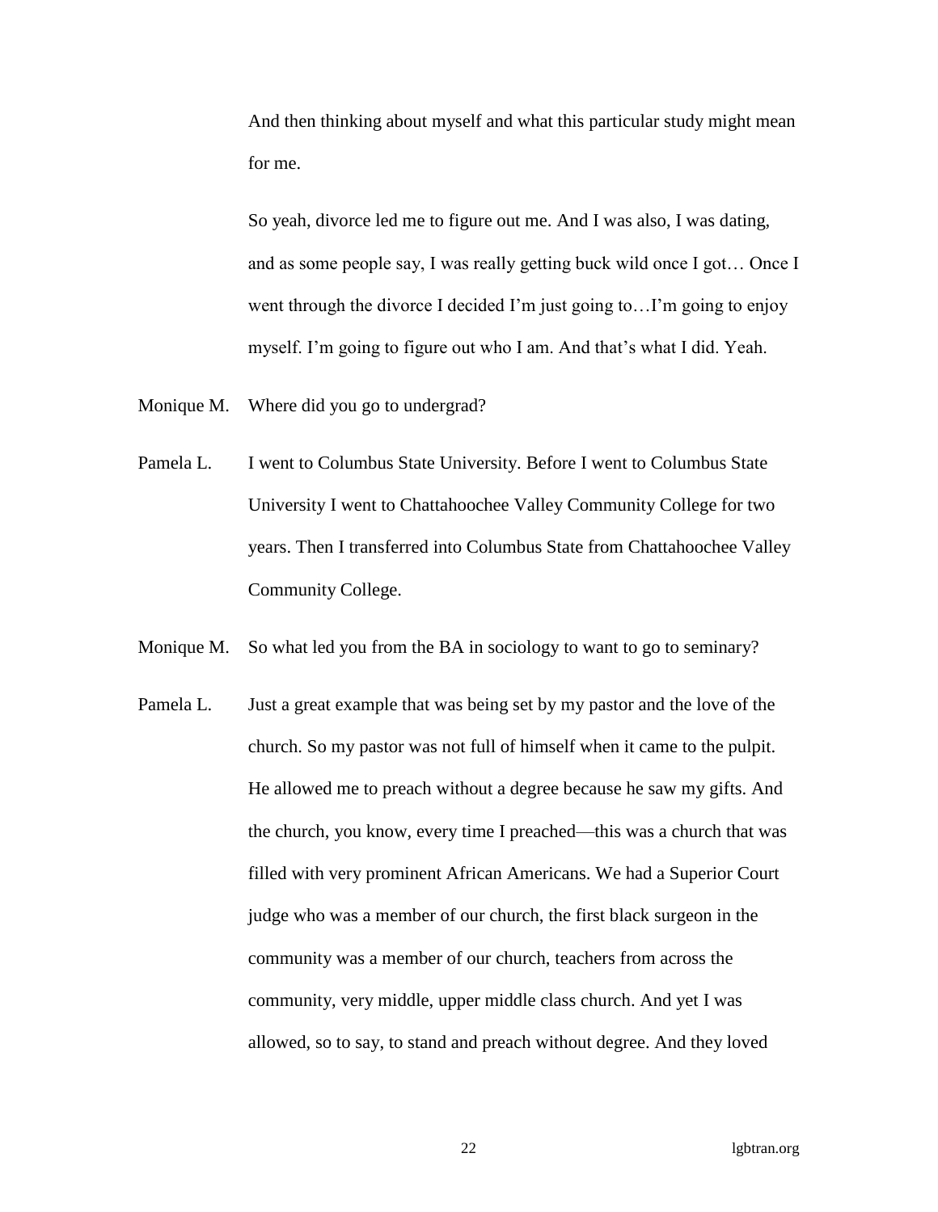And then thinking about myself and what this particular study might mean for me.

So yeah, divorce led me to figure out me. And I was also, I was dating, and as some people say, I was really getting buck wild once I got… Once I went through the divorce I decided I'm just going to…I'm going to enjoy myself. I'm going to figure out who I am. And that's what I did. Yeah.

Monique M. Where did you go to undergrad?

Pamela L. I went to Columbus State University. Before I went to Columbus State University I went to Chattahoochee Valley Community College for two years. Then I transferred into Columbus State from Chattahoochee Valley Community College.

Monique M. So what led you from the BA in sociology to want to go to seminary?

Pamela L. Just a great example that was being set by my pastor and the love of the church. So my pastor was not full of himself when it came to the pulpit. He allowed me to preach without a degree because he saw my gifts. And the church, you know, every time I preached—this was a church that was filled with very prominent African Americans. We had a Superior Court judge who was a member of our church, the first black surgeon in the community was a member of our church, teachers from across the community, very middle, upper middle class church. And yet I was allowed, so to say, to stand and preach without degree. And they loved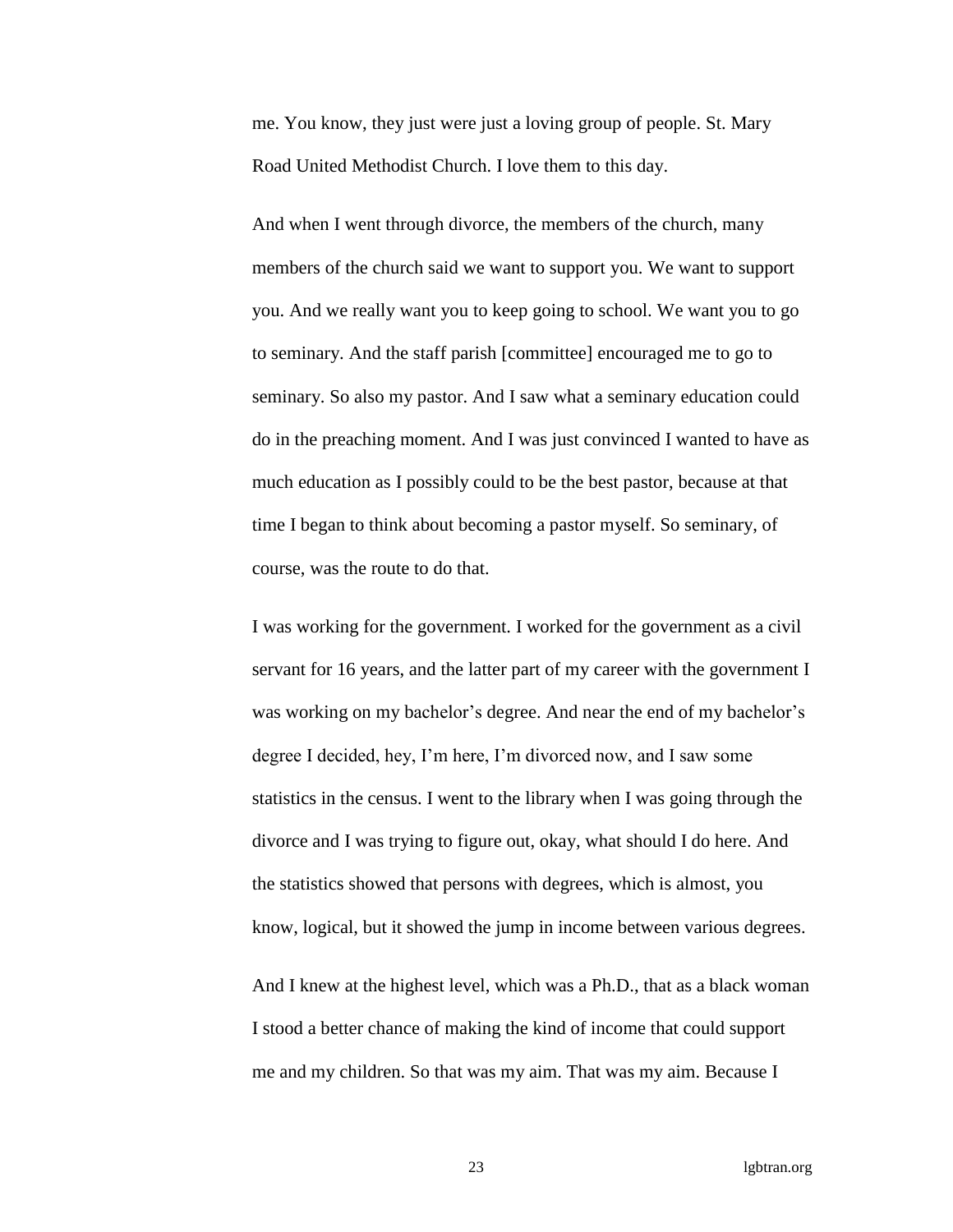me. You know, they just were just a loving group of people. St. Mary Road United Methodist Church. I love them to this day.

And when I went through divorce, the members of the church, many members of the church said we want to support you. We want to support you. And we really want you to keep going to school. We want you to go to seminary. And the staff parish [committee] encouraged me to go to seminary. So also my pastor. And I saw what a seminary education could do in the preaching moment. And I was just convinced I wanted to have as much education as I possibly could to be the best pastor, because at that time I began to think about becoming a pastor myself. So seminary, of course, was the route to do that.

I was working for the government. I worked for the government as a civil servant for 16 years, and the latter part of my career with the government I was working on my bachelor's degree. And near the end of my bachelor's degree I decided, hey, I'm here, I'm divorced now, and I saw some statistics in the census. I went to the library when I was going through the divorce and I was trying to figure out, okay, what should I do here. And the statistics showed that persons with degrees, which is almost, you know, logical, but it showed the jump in income between various degrees.

And I knew at the highest level, which was a Ph.D., that as a black woman I stood a better chance of making the kind of income that could support me and my children. So that was my aim. That was my aim. Because I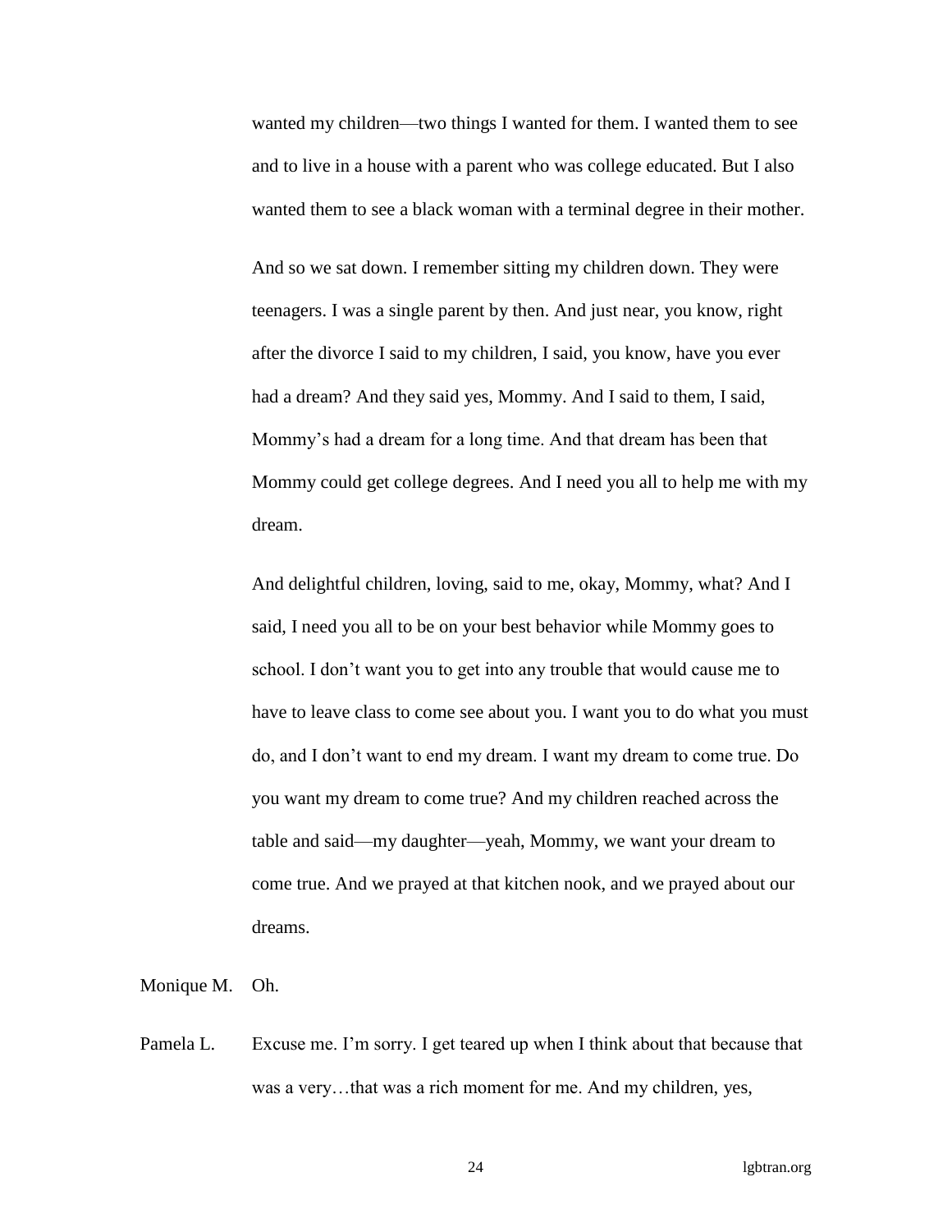wanted my children—two things I wanted for them. I wanted them to see and to live in a house with a parent who was college educated. But I also wanted them to see a black woman with a terminal degree in their mother.

And so we sat down. I remember sitting my children down. They were teenagers. I was a single parent by then. And just near, you know, right after the divorce I said to my children, I said, you know, have you ever had a dream? And they said yes, Mommy. And I said to them, I said, Mommy's had a dream for a long time. And that dream has been that Mommy could get college degrees. And I need you all to help me with my dream.

And delightful children, loving, said to me, okay, Mommy, what? And I said, I need you all to be on your best behavior while Mommy goes to school. I don't want you to get into any trouble that would cause me to have to leave class to come see about you. I want you to do what you must do, and I don't want to end my dream. I want my dream to come true. Do you want my dream to come true? And my children reached across the table and said—my daughter—yeah, Mommy, we want your dream to come true. And we prayed at that kitchen nook, and we prayed about our dreams.

Monique M. Oh.

Pamela L. Excuse me. I'm sorry. I get teared up when I think about that because that was a very…that was a rich moment for me. And my children, yes,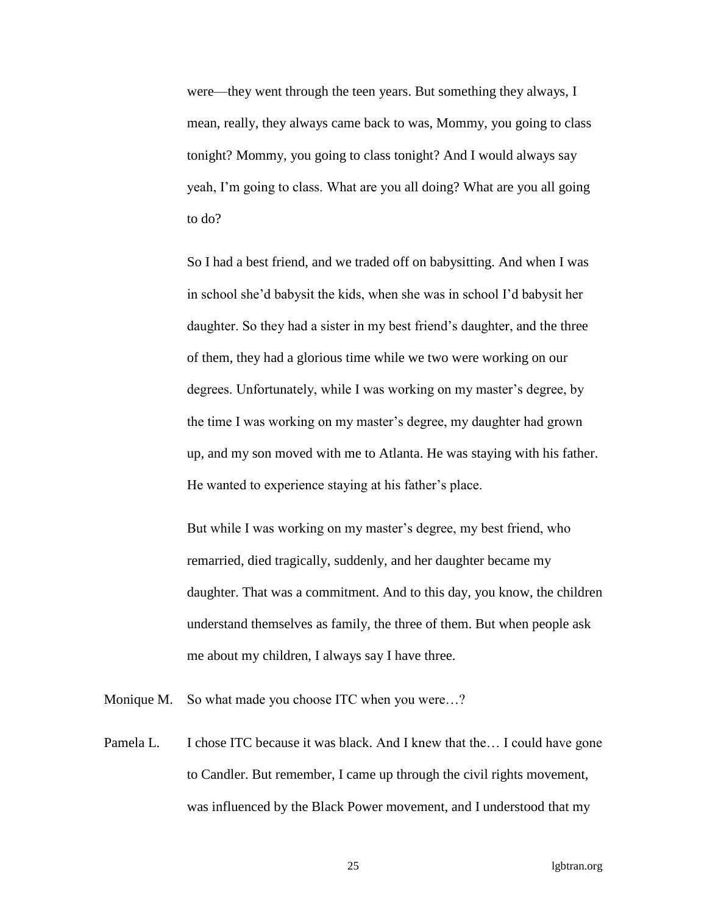were—they went through the teen years. But something they always, I mean, really, they always came back to was, Mommy, you going to class tonight? Mommy, you going to class tonight? And I would always say yeah, I'm going to class. What are you all doing? What are you all going to do?

So I had a best friend, and we traded off on babysitting. And when I was in school she'd babysit the kids, when she was in school I'd babysit her daughter. So they had a sister in my best friend's daughter, and the three of them, they had a glorious time while we two were working on our degrees. Unfortunately, while I was working on my master's degree, by the time I was working on my master's degree, my daughter had grown up, and my son moved with me to Atlanta. He was staying with his father. He wanted to experience staying at his father's place.

But while I was working on my master's degree, my best friend, who remarried, died tragically, suddenly, and her daughter became my daughter. That was a commitment. And to this day, you know, the children understand themselves as family, the three of them. But when people ask me about my children, I always say I have three.

Monique M. So what made you choose ITC when you were…?

Pamela L. I chose ITC because it was black. And I knew that the… I could have gone to Candler. But remember, I came up through the civil rights movement, was influenced by the Black Power movement, and I understood that my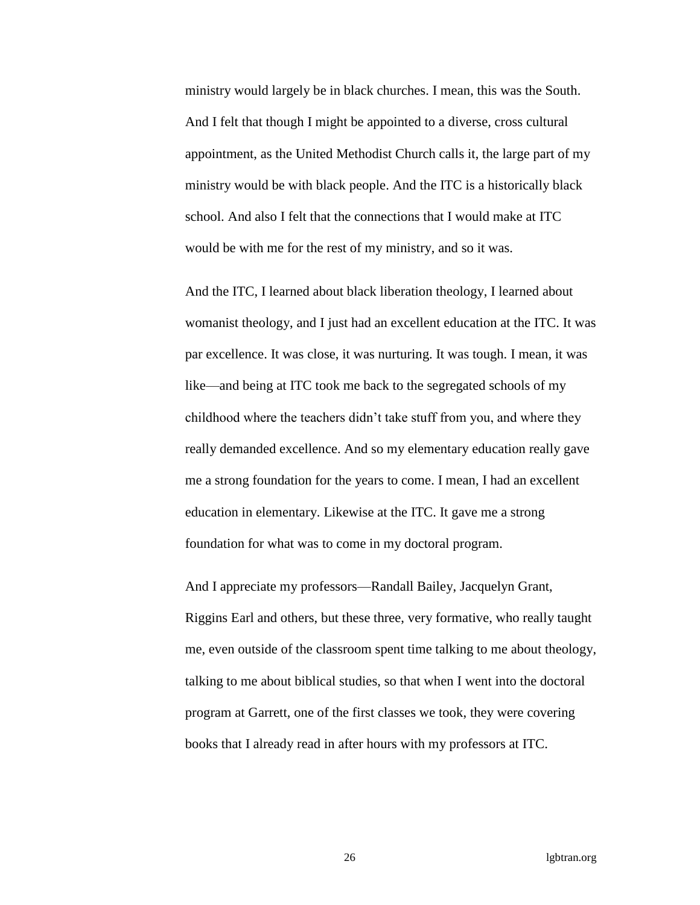ministry would largely be in black churches. I mean, this was the South. And I felt that though I might be appointed to a diverse, cross cultural appointment, as the United Methodist Church calls it, the large part of my ministry would be with black people. And the ITC is a historically black school. And also I felt that the connections that I would make at ITC would be with me for the rest of my ministry, and so it was.

And the ITC, I learned about black liberation theology, I learned about womanist theology, and I just had an excellent education at the ITC. It was par excellence. It was close, it was nurturing. It was tough. I mean, it was like—and being at ITC took me back to the segregated schools of my childhood where the teachers didn't take stuff from you, and where they really demanded excellence. And so my elementary education really gave me a strong foundation for the years to come. I mean, I had an excellent education in elementary. Likewise at the ITC. It gave me a strong foundation for what was to come in my doctoral program.

And I appreciate my professors—Randall Bailey, Jacquelyn Grant, Riggins Earl and others, but these three, very formative, who really taught me, even outside of the classroom spent time talking to me about theology, talking to me about biblical studies, so that when I went into the doctoral program at Garrett, one of the first classes we took, they were covering books that I already read in after hours with my professors at ITC.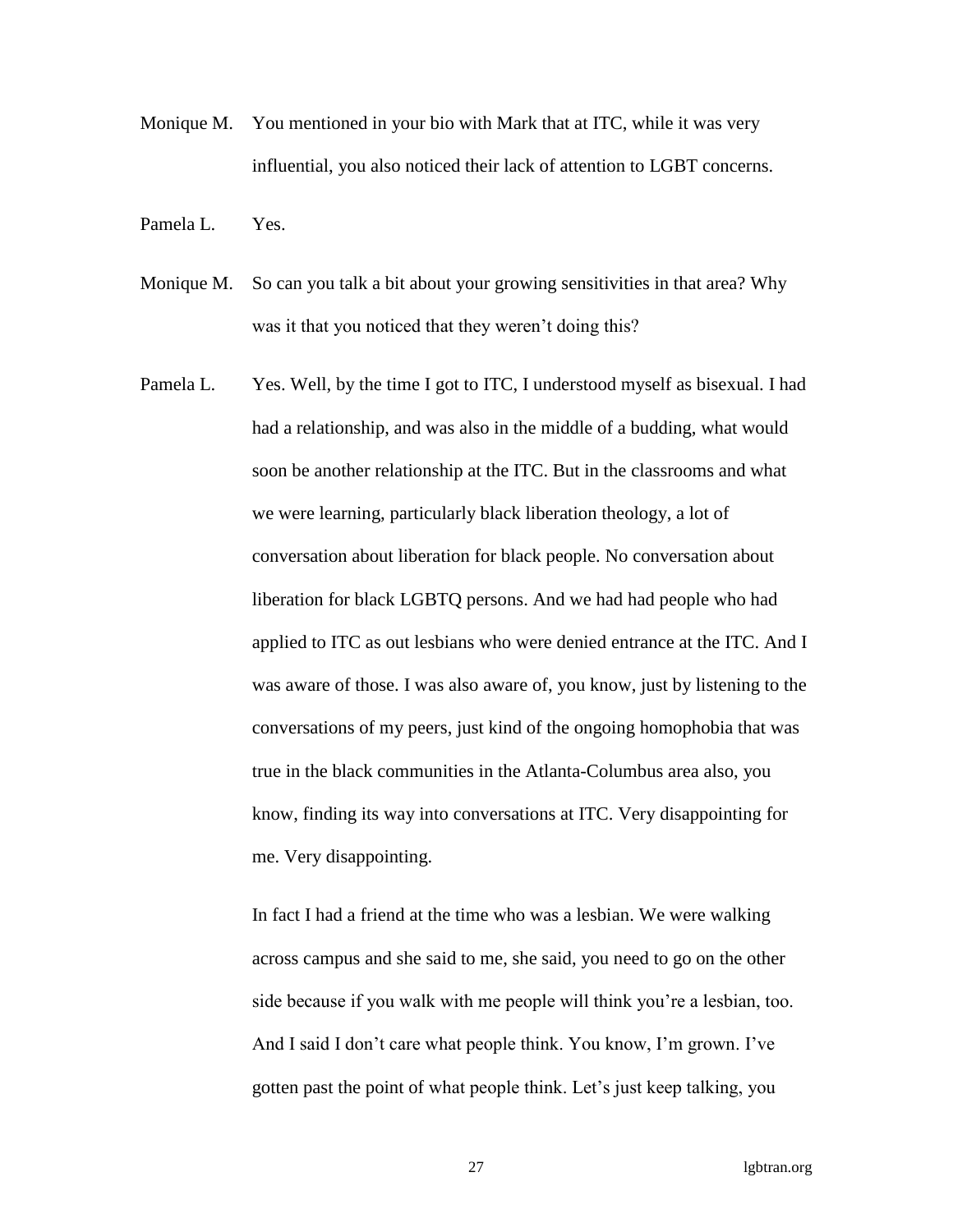Monique M. You mentioned in your bio with Mark that at ITC, while it was very influential, you also noticed their lack of attention to LGBT concerns.

Pamela L. Yes.

Monique M. So can you talk a bit about your growing sensitivities in that area? Why was it that you noticed that they weren't doing this?

Pamela L. Yes. Well, by the time I got to ITC, I understood myself as bisexual. I had had a relationship, and was also in the middle of a budding, what would soon be another relationship at the ITC. But in the classrooms and what we were learning, particularly black liberation theology, a lot of conversation about liberation for black people. No conversation about liberation for black LGBTQ persons. And we had had people who had applied to ITC as out lesbians who were denied entrance at the ITC. And I was aware of those. I was also aware of, you know, just by listening to the conversations of my peers, just kind of the ongoing homophobia that was true in the black communities in the Atlanta-Columbus area also, you know, finding its way into conversations at ITC. Very disappointing for me. Very disappointing.

In fact I had a friend at the time who was a lesbian. We were walking across campus and she said to me, she said, you need to go on the other side because if you walk with me people will think you're a lesbian, too. And I said I don't care what people think. You know, I'm grown. I've gotten past the point of what people think. Let's just keep talking, you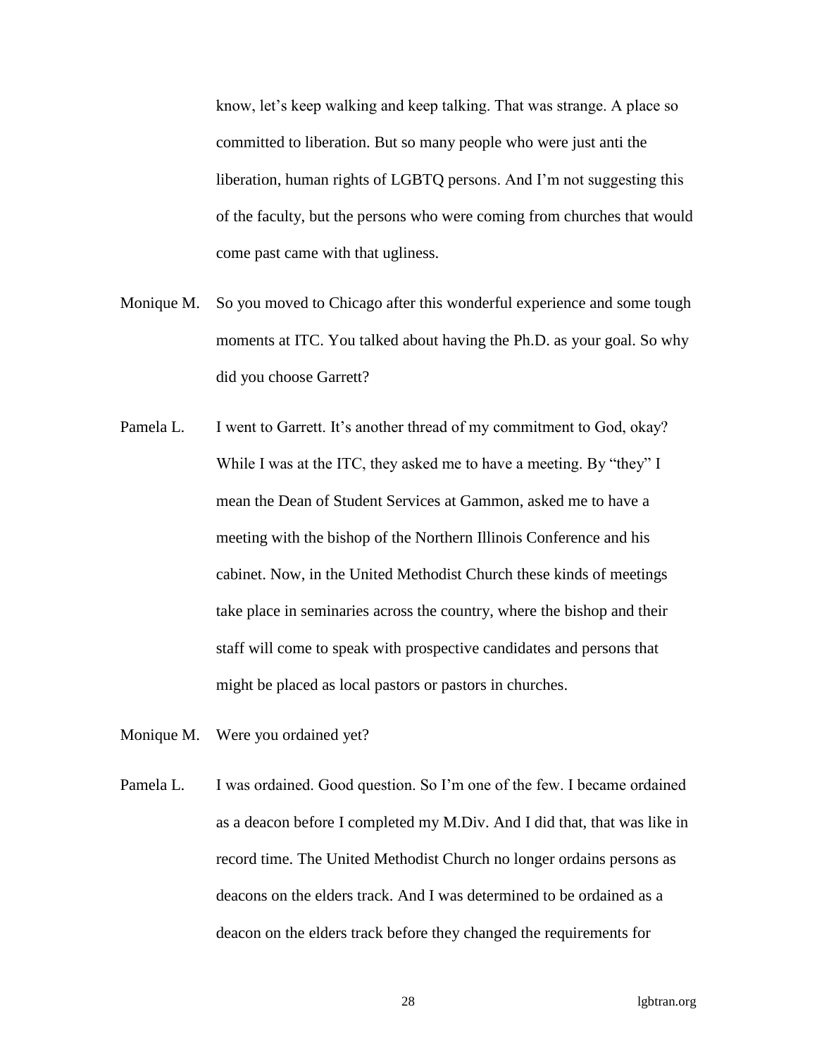know, let's keep walking and keep talking. That was strange. A place so committed to liberation. But so many people who were just anti the liberation, human rights of LGBTQ persons. And I'm not suggesting this of the faculty, but the persons who were coming from churches that would come past came with that ugliness.

Monique M. So you moved to Chicago after this wonderful experience and some tough moments at ITC. You talked about having the Ph.D. as your goal. So why did you choose Garrett?

Pamela L. I went to Garrett. It's another thread of my commitment to God, okay? While I was at the ITC, they asked me to have a meeting. By "they" I mean the Dean of Student Services at Gammon, asked me to have a meeting with the bishop of the Northern Illinois Conference and his cabinet. Now, in the United Methodist Church these kinds of meetings take place in seminaries across the country, where the bishop and their staff will come to speak with prospective candidates and persons that might be placed as local pastors or pastors in churches.

Monique M. Were you ordained yet?

Pamela L. I was ordained. Good question. So I'm one of the few. I became ordained as a deacon before I completed my M.Div. And I did that, that was like in record time. The United Methodist Church no longer ordains persons as deacons on the elders track. And I was determined to be ordained as a deacon on the elders track before they changed the requirements for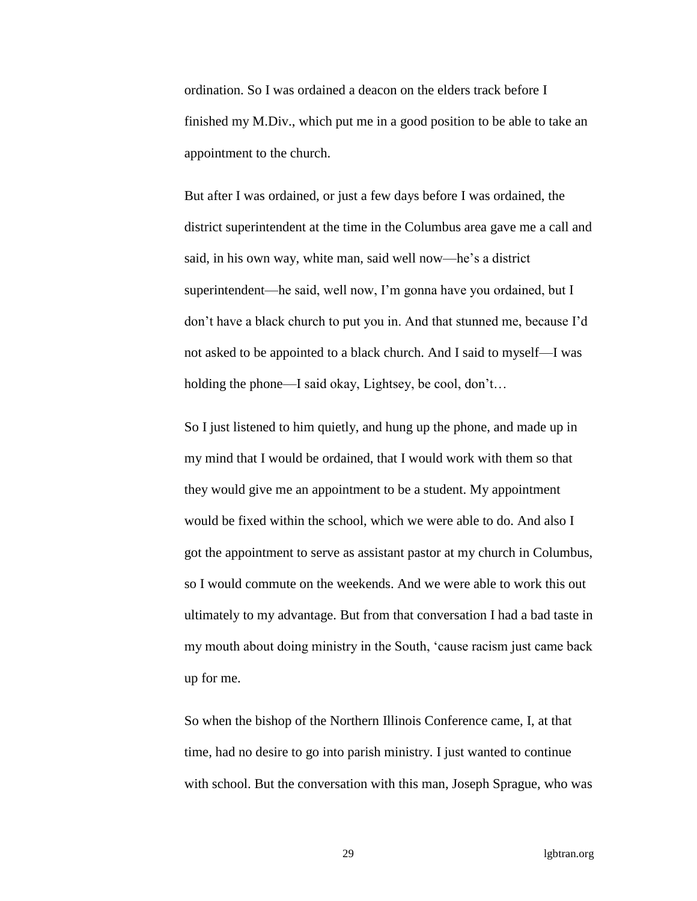ordination. So I was ordained a deacon on the elders track before I finished my M.Div., which put me in a good position to be able to take an appointment to the church.

But after I was ordained, or just a few days before I was ordained, the district superintendent at the time in the Columbus area gave me a call and said, in his own way, white man, said well now—he's a district superintendent—he said, well now, I'm gonna have you ordained, but I don't have a black church to put you in. And that stunned me, because I'd not asked to be appointed to a black church. And I said to myself—I was holding the phone—I said okay, Lightsey, be cool, don't…

So I just listened to him quietly, and hung up the phone, and made up in my mind that I would be ordained, that I would work with them so that they would give me an appointment to be a student. My appointment would be fixed within the school, which we were able to do. And also I got the appointment to serve as assistant pastor at my church in Columbus, so I would commute on the weekends. And we were able to work this out ultimately to my advantage. But from that conversation I had a bad taste in my mouth about doing ministry in the South, 'cause racism just came back up for me.

So when the bishop of the Northern Illinois Conference came, I, at that time, had no desire to go into parish ministry. I just wanted to continue with school. But the conversation with this man, Joseph Sprague, who was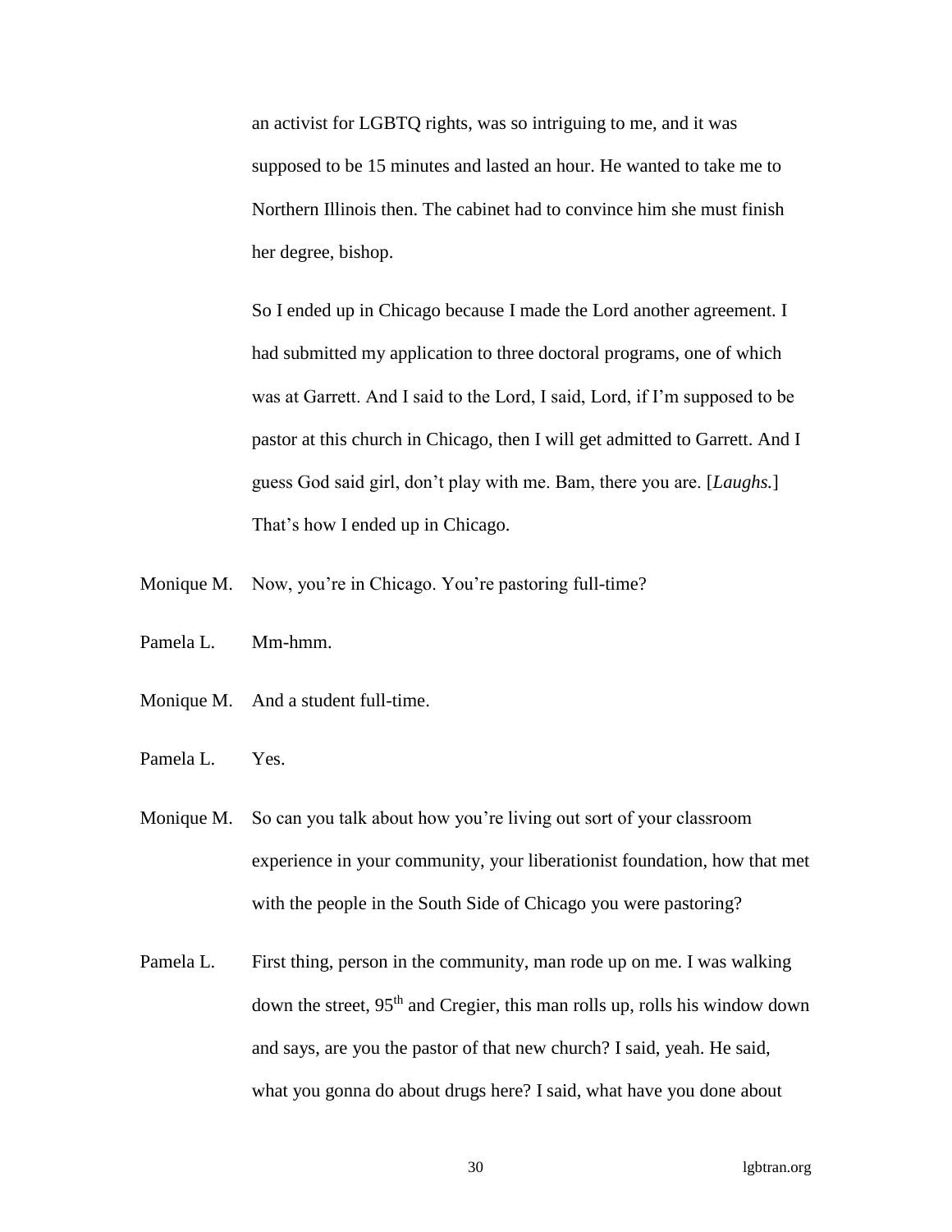an activist for LGBTQ rights, was so intriguing to me, and it was supposed to be 15 minutes and lasted an hour. He wanted to take me to Northern Illinois then. The cabinet had to convince him she must finish her degree, bishop.

So I ended up in Chicago because I made the Lord another agreement. I had submitted my application to three doctoral programs, one of which was at Garrett. And I said to the Lord, I said, Lord, if I'm supposed to be pastor at this church in Chicago, then I will get admitted to Garrett. And I guess God said girl, don't play with me. Bam, there you are. [*Laughs.*] That's how I ended up in Chicago.

Monique M. Now, you're in Chicago. You're pastoring full-time?

Pamela L. Mm-hmm.

Monique M. And a student full-time.

Pamela L. Yes.

Monique M. So can you talk about how you're living out sort of your classroom experience in your community, your liberationist foundation, how that met with the people in the South Side of Chicago you were pastoring?

Pamela L. First thing, person in the community, man rode up on me. I was walking down the street, 95th and Cregier, this man rolls up, rolls his window down and says, are you the pastor of that new church? I said, yeah. He said, what you gonna do about drugs here? I said, what have you done about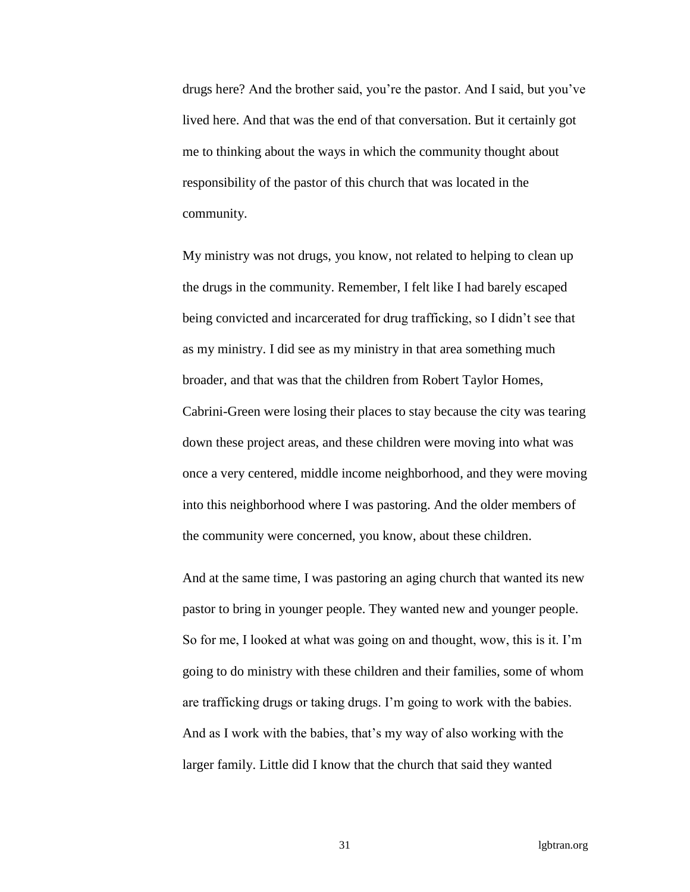drugs here? And the brother said, you're the pastor. And I said, but you've lived here. And that was the end of that conversation. But it certainly got me to thinking about the ways in which the community thought about responsibility of the pastor of this church that was located in the community.

My ministry was not drugs, you know, not related to helping to clean up the drugs in the community. Remember, I felt like I had barely escaped being convicted and incarcerated for drug trafficking, so I didn't see that as my ministry. I did see as my ministry in that area something much broader, and that was that the children from Robert Taylor Homes, Cabrini-Green were losing their places to stay because the city was tearing down these project areas, and these children were moving into what was once a very centered, middle income neighborhood, and they were moving into this neighborhood where I was pastoring. And the older members of the community were concerned, you know, about these children.

And at the same time, I was pastoring an aging church that wanted its new pastor to bring in younger people. They wanted new and younger people. So for me, I looked at what was going on and thought, wow, this is it. I'm going to do ministry with these children and their families, some of whom are trafficking drugs or taking drugs. I'm going to work with the babies. And as I work with the babies, that's my way of also working with the larger family. Little did I know that the church that said they wanted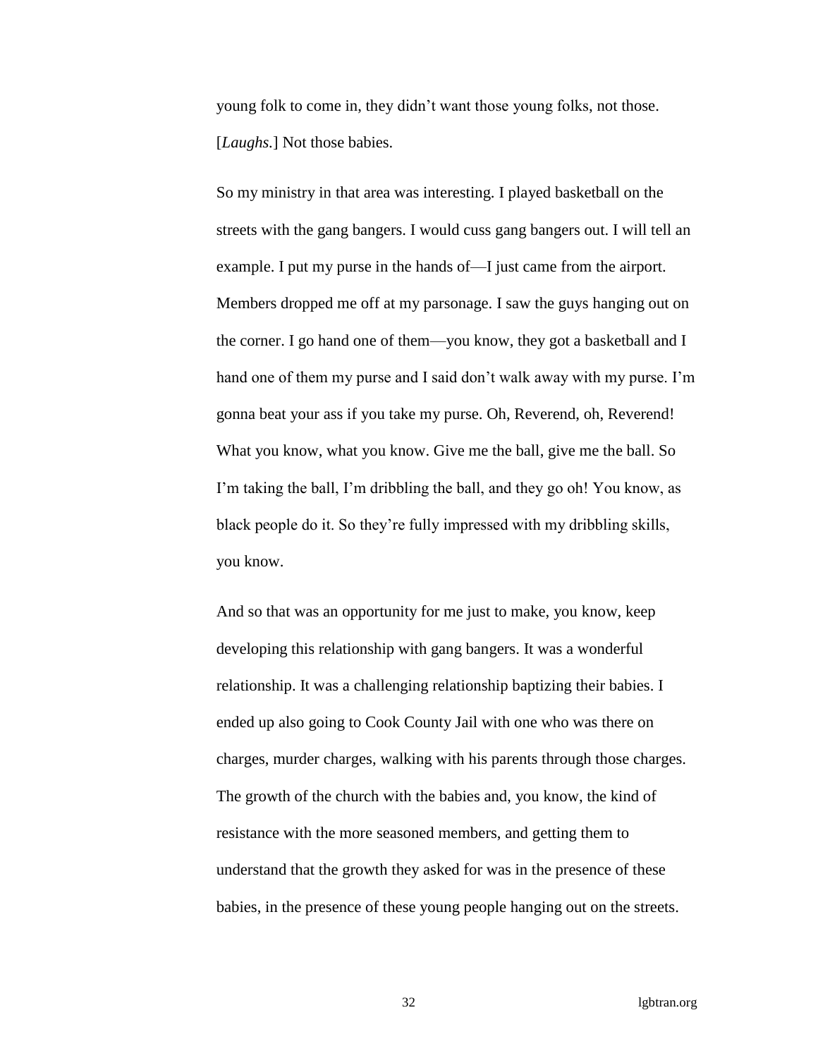young folk to come in, they didn't want those young folks, not those. [*Laughs.*] Not those babies.

So my ministry in that area was interesting. I played basketball on the streets with the gang bangers. I would cuss gang bangers out. I will tell an example. I put my purse in the hands of—I just came from the airport. Members dropped me off at my parsonage. I saw the guys hanging out on the corner. I go hand one of them—you know, they got a basketball and I hand one of them my purse and I said don't walk away with my purse. I'm gonna beat your ass if you take my purse. Oh, Reverend, oh, Reverend! What you know, what you know. Give me the ball, give me the ball. So I'm taking the ball, I'm dribbling the ball, and they go oh! You know, as black people do it. So they're fully impressed with my dribbling skills, you know.

And so that was an opportunity for me just to make, you know, keep developing this relationship with gang bangers. It was a wonderful relationship. It was a challenging relationship baptizing their babies. I ended up also going to Cook County Jail with one who was there on charges, murder charges, walking with his parents through those charges. The growth of the church with the babies and, you know, the kind of resistance with the more seasoned members, and getting them to understand that the growth they asked for was in the presence of these babies, in the presence of these young people hanging out on the streets.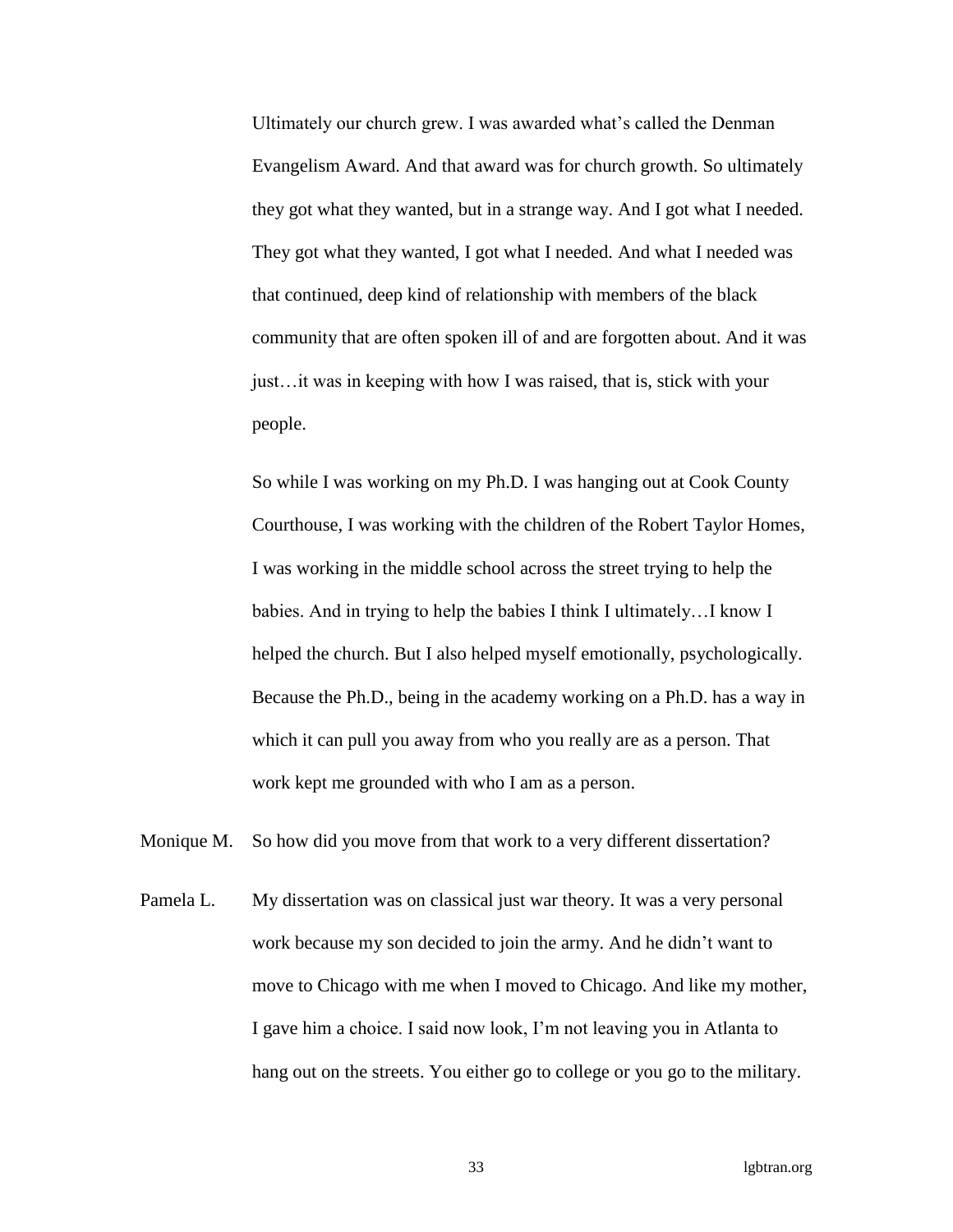Ultimately our church grew. I was awarded what's called the Denman Evangelism Award. And that award was for church growth. So ultimately they got what they wanted, but in a strange way. And I got what I needed. They got what they wanted, I got what I needed. And what I needed was that continued, deep kind of relationship with members of the black community that are often spoken ill of and are forgotten about. And it was just…it was in keeping with how I was raised, that is, stick with your people.

So while I was working on my Ph.D. I was hanging out at Cook County Courthouse, I was working with the children of the Robert Taylor Homes, I was working in the middle school across the street trying to help the babies. And in trying to help the babies I think I ultimately…I know I helped the church. But I also helped myself emotionally, psychologically. Because the Ph.D., being in the academy working on a Ph.D. has a way in which it can pull you away from who you really are as a person. That work kept me grounded with who I am as a person.

Monique M. So how did you move from that work to a very different dissertation?

Pamela L. My dissertation was on classical just war theory. It was a very personal work because my son decided to join the army. And he didn't want to move to Chicago with me when I moved to Chicago. And like my mother, I gave him a choice. I said now look, I'm not leaving you in Atlanta to hang out on the streets. You either go to college or you go to the military.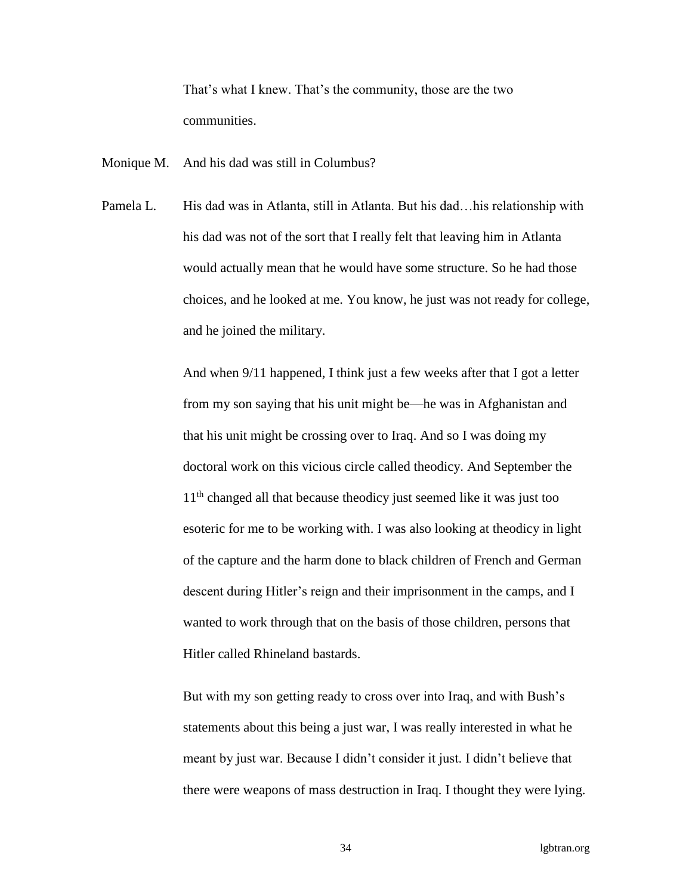That's what I knew. That's the community, those are the two communities.

Monique M. And his dad was still in Columbus?

Pamela L. His dad was in Atlanta, still in Atlanta. But his dad…his relationship with his dad was not of the sort that I really felt that leaving him in Atlanta would actually mean that he would have some structure. So he had those choices, and he looked at me. You know, he just was not ready for college, and he joined the military.

And when 9/11 happened, I think just a few weeks after that I got a letter from my son saying that his unit might be—he was in Afghanistan and that his unit might be crossing over to Iraq. And so I was doing my doctoral work on this vicious circle called theodicy. And September the 11th changed all that because theodicy just seemed like it was just too esoteric for me to be working with. I was also looking at theodicy in light of the capture and the harm done to black children of French and German descent during Hitler's reign and their imprisonment in the camps, and I wanted to work through that on the basis of those children, persons that Hitler called Rhineland bastards.

But with my son getting ready to cross over into Iraq, and with Bush's statements about this being a just war, I was really interested in what he meant by just war. Because I didn't consider it just. I didn't believe that there were weapons of mass destruction in Iraq. I thought they were lying.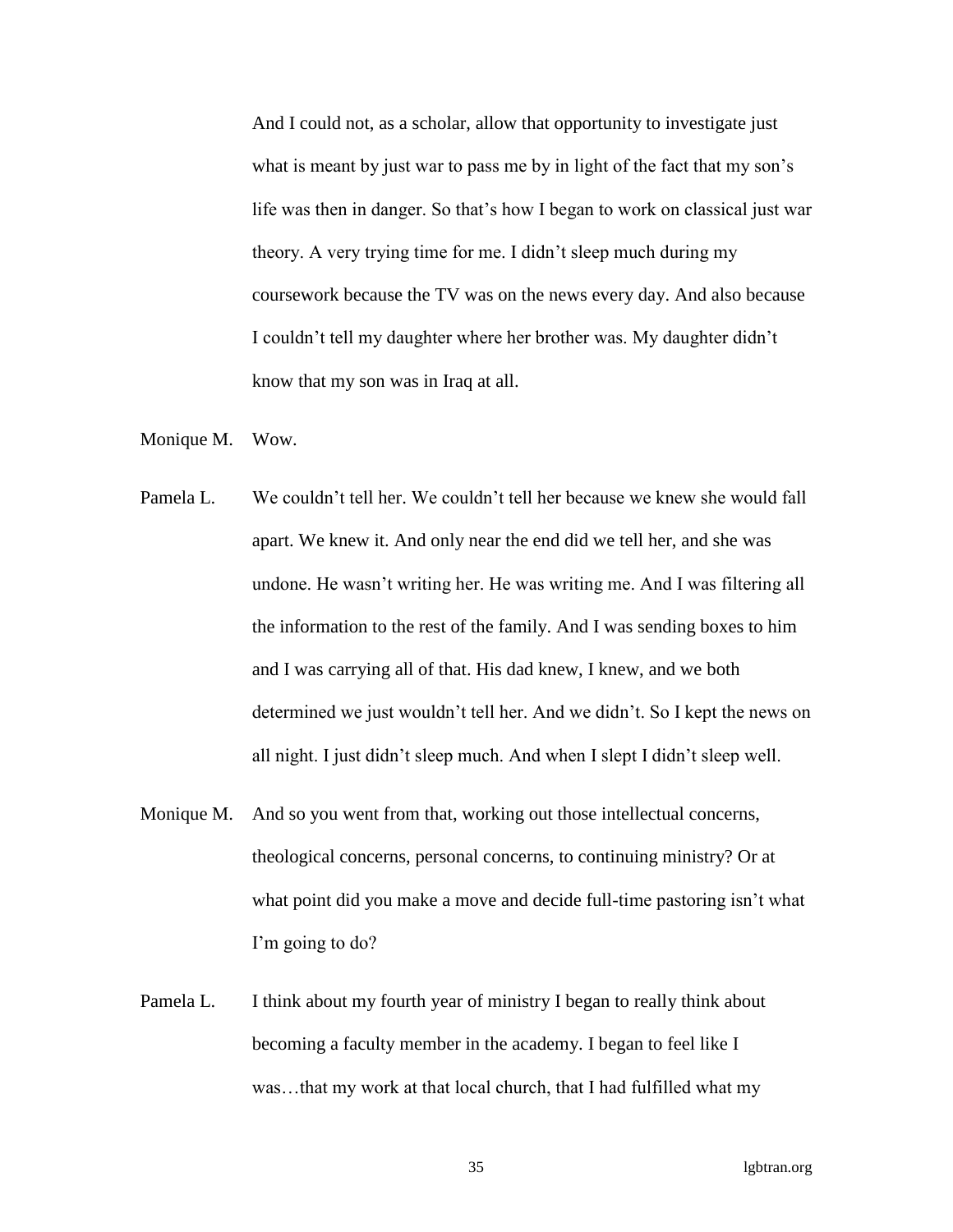And I could not, as a scholar, allow that opportunity to investigate just what is meant by just war to pass me by in light of the fact that my son's life was then in danger. So that's how I began to work on classical just war theory. A very trying time for me. I didn't sleep much during my coursework because the TV was on the news every day. And also because I couldn't tell my daughter where her brother was. My daughter didn't know that my son was in Iraq at all.

Monique M. Wow.

Pamela L. We couldn't tell her. We couldn't tell her because we knew she would fall apart. We knew it. And only near the end did we tell her, and she was undone. He wasn't writing her. He was writing me. And I was filtering all the information to the rest of the family. And I was sending boxes to him and I was carrying all of that. His dad knew, I knew, and we both determined we just wouldn't tell her. And we didn't. So I kept the news on all night. I just didn't sleep much. And when I slept I didn't sleep well.

Monique M. And so you went from that, working out those intellectual concerns, theological concerns, personal concerns, to continuing ministry? Or at what point did you make a move and decide full-time pastoring isn't what I'm going to do?

Pamela L. I think about my fourth year of ministry I began to really think about becoming a faculty member in the academy. I began to feel like I was…that my work at that local church, that I had fulfilled what my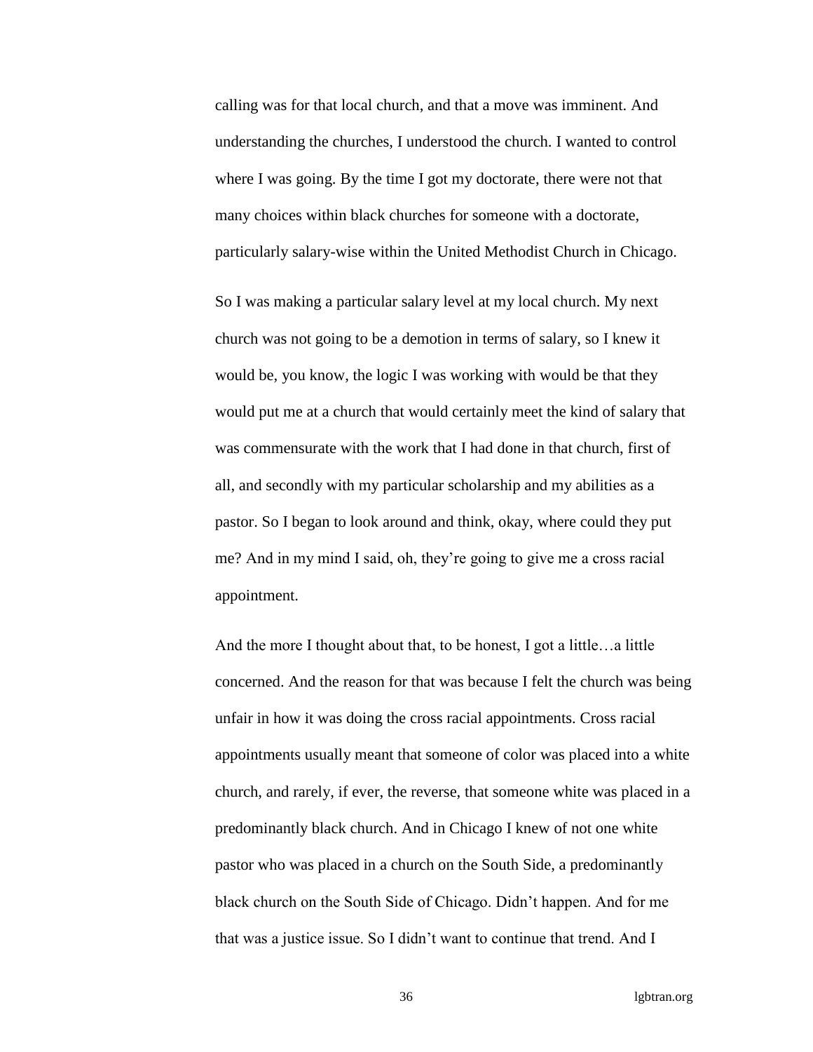calling was for that local church, and that a move was imminent. And understanding the churches, I understood the church. I wanted to control where I was going. By the time I got my doctorate, there were not that many choices within black churches for someone with a doctorate, particularly salary-wise within the United Methodist Church in Chicago.

So I was making a particular salary level at my local church. My next church was not going to be a demotion in terms of salary, so I knew it would be, you know, the logic I was working with would be that they would put me at a church that would certainly meet the kind of salary that was commensurate with the work that I had done in that church, first of all, and secondly with my particular scholarship and my abilities as a pastor. So I began to look around and think, okay, where could they put me? And in my mind I said, oh, they're going to give me a cross racial appointment.

And the more I thought about that, to be honest, I got a little…a little concerned. And the reason for that was because I felt the church was being unfair in how it was doing the cross racial appointments. Cross racial appointments usually meant that someone of color was placed into a white church, and rarely, if ever, the reverse, that someone white was placed in a predominantly black church. And in Chicago I knew of not one white pastor who was placed in a church on the South Side, a predominantly black church on the South Side of Chicago. Didn't happen. And for me that was a justice issue. So I didn't want to continue that trend. And I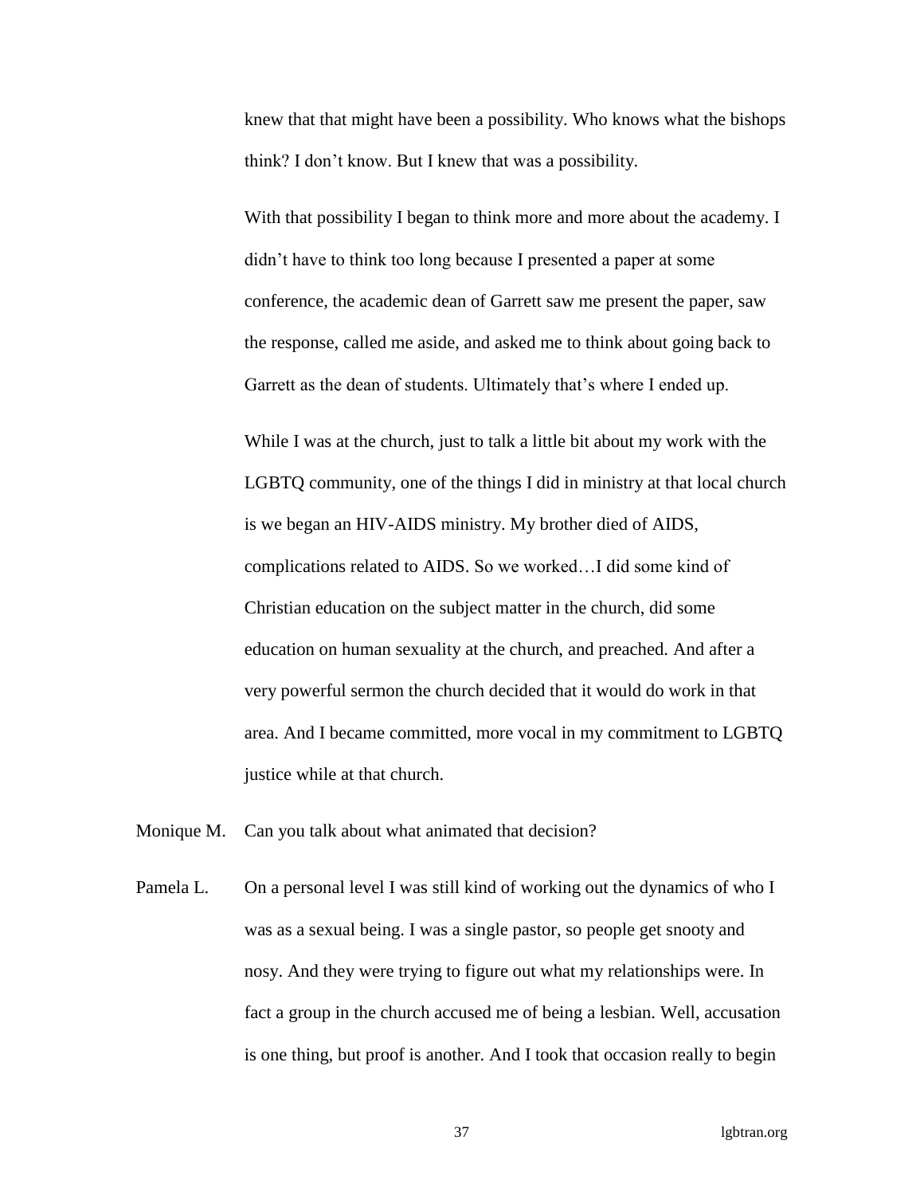knew that that might have been a possibility. Who knows what the bishops think? I don't know. But I knew that was a possibility.

With that possibility I began to think more and more about the academy. I didn't have to think too long because I presented a paper at some conference, the academic dean of Garrett saw me present the paper, saw the response, called me aside, and asked me to think about going back to Garrett as the dean of students. Ultimately that's where I ended up.

While I was at the church, just to talk a little bit about my work with the LGBTQ community, one of the things I did in ministry at that local church is we began an HIV-AIDS ministry. My brother died of AIDS, complications related to AIDS. So we worked…I did some kind of Christian education on the subject matter in the church, did some education on human sexuality at the church, and preached. And after a very powerful sermon the church decided that it would do work in that area. And I became committed, more vocal in my commitment to LGBTQ justice while at that church.

Monique M. Can you talk about what animated that decision?

Pamela L. On a personal level I was still kind of working out the dynamics of who I was as a sexual being. I was a single pastor, so people get snooty and nosy. And they were trying to figure out what my relationships were. In fact a group in the church accused me of being a lesbian. Well, accusation is one thing, but proof is another. And I took that occasion really to begin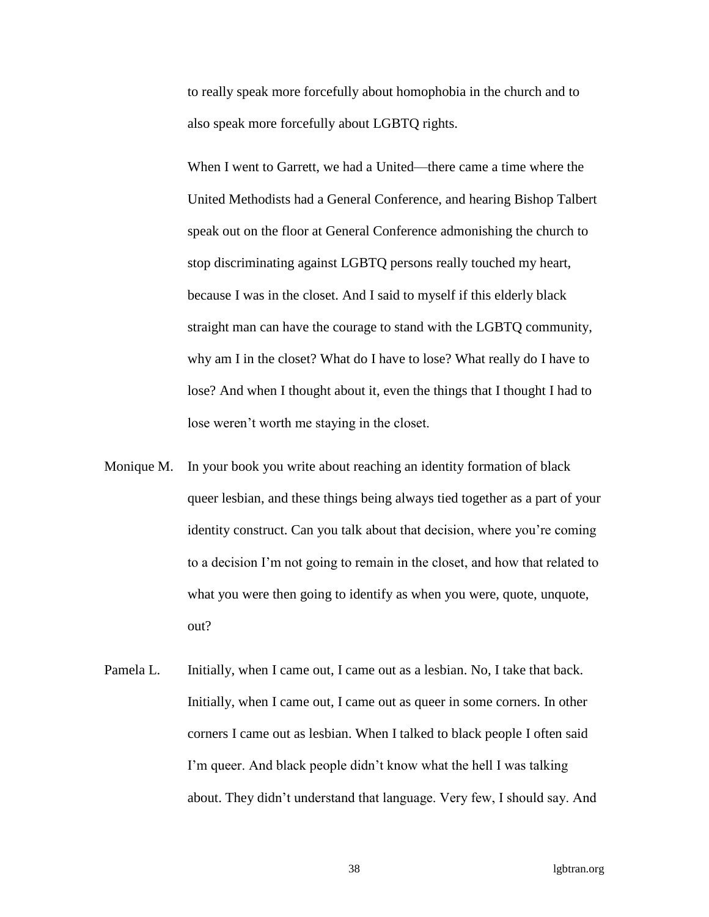to really speak more forcefully about homophobia in the church and to also speak more forcefully about LGBTQ rights.

When I went to Garrett, we had a United—there came a time where the United Methodists had a General Conference, and hearing Bishop Talbert speak out on the floor at General Conference admonishing the church to stop discriminating against LGBTQ persons really touched my heart, because I was in the closet. And I said to myself if this elderly black straight man can have the courage to stand with the LGBTQ community, why am I in the closet? What do I have to lose? What really do I have to lose? And when I thought about it, even the things that I thought I had to lose weren't worth me staying in the closet.

Monique M. In your book you write about reaching an identity formation of black queer lesbian, and these things being always tied together as a part of your identity construct. Can you talk about that decision, where you're coming to a decision I'm not going to remain in the closet, and how that related to what you were then going to identify as when you were, quote, unquote, out?

Pamela L. Initially, when I came out, I came out as a lesbian. No, I take that back. Initially, when I came out, I came out as queer in some corners. In other corners I came out as lesbian. When I talked to black people I often said I'm queer. And black people didn't know what the hell I was talking about. They didn't understand that language. Very few, I should say. And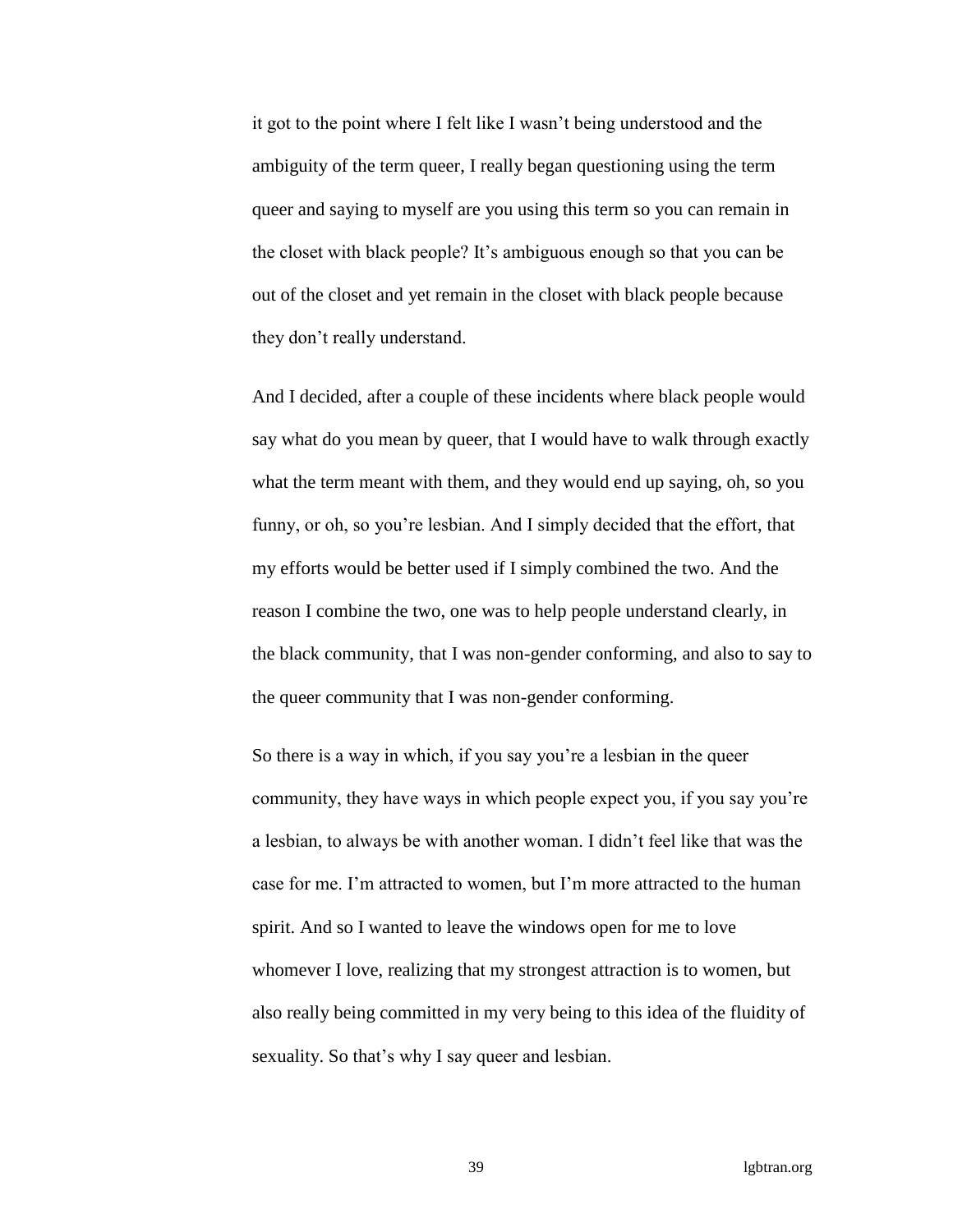it got to the point where I felt like I wasn't being understood and the ambiguity of the term queer, I really began questioning using the term queer and saying to myself are you using this term so you can remain in the closet with black people? It's ambiguous enough so that you can be out of the closet and yet remain in the closet with black people because they don't really understand.

And I decided, after a couple of these incidents where black people would say what do you mean by queer, that I would have to walk through exactly what the term meant with them, and they would end up saying, oh, so you funny, or oh, so you're lesbian. And I simply decided that the effort, that my efforts would be better used if I simply combined the two. And the reason I combine the two, one was to help people understand clearly, in the black community, that I was non-gender conforming, and also to say to the queer community that I was non-gender conforming.

So there is a way in which, if you say you're a lesbian in the queer community, they have ways in which people expect you, if you say you're a lesbian, to always be with another woman. I didn't feel like that was the case for me. I'm attracted to women, but I'm more attracted to the human spirit. And so I wanted to leave the windows open for me to love whomever I love, realizing that my strongest attraction is to women, but also really being committed in my very being to this idea of the fluidity of sexuality. So that's why I say queer and lesbian.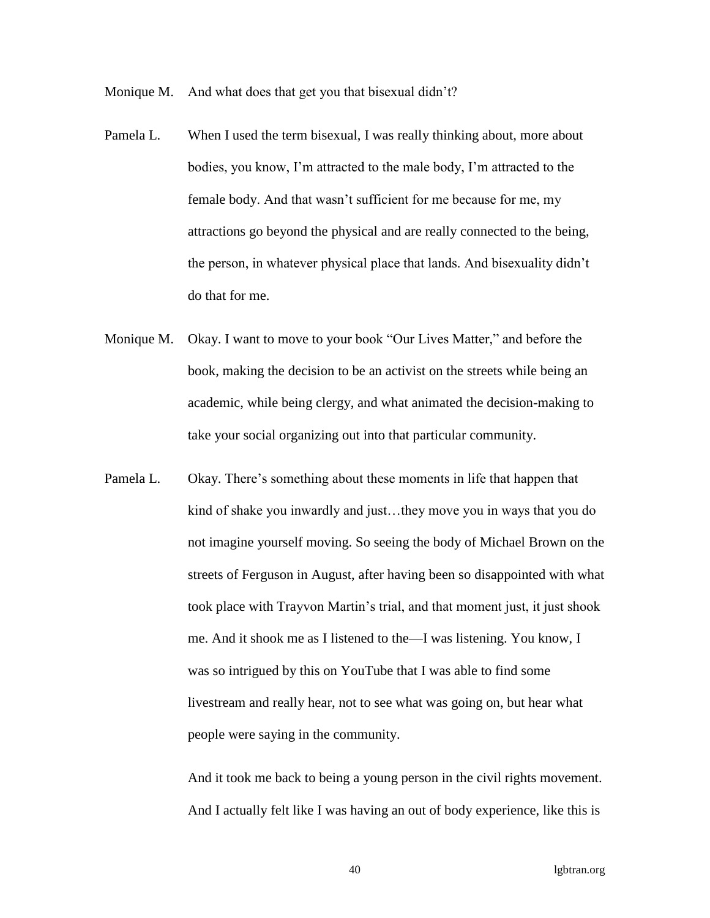Monique M. And what does that get you that bisexual didn't?

Pamela L. When I used the term bisexual, I was really thinking about, more about bodies, you know, I'm attracted to the male body, I'm attracted to the female body. And that wasn't sufficient for me because for me, my attractions go beyond the physical and are really connected to the being, the person, in whatever physical place that lands. And bisexuality didn't do that for me.

Monique M. Okay. I want to move to your book "Our Lives Matter," and before the book, making the decision to be an activist on the streets while being an academic, while being clergy, and what animated the decision-making to take your social organizing out into that particular community.

Pamela L. Okay. There's something about these moments in life that happen that kind of shake you inwardly and just…they move you in ways that you do not imagine yourself moving. So seeing the body of Michael Brown on the streets of Ferguson in August, after having been so disappointed with what took place with Trayvon Martin's trial, and that moment just, it just shook me. And it shook me as I listened to the—I was listening. You know, I was so intrigued by this on YouTube that I was able to find some livestream and really hear, not to see what was going on, but hear what people were saying in the community.

And it took me back to being a young person in the civil rights movement. And I actually felt like I was having an out of body experience, like this is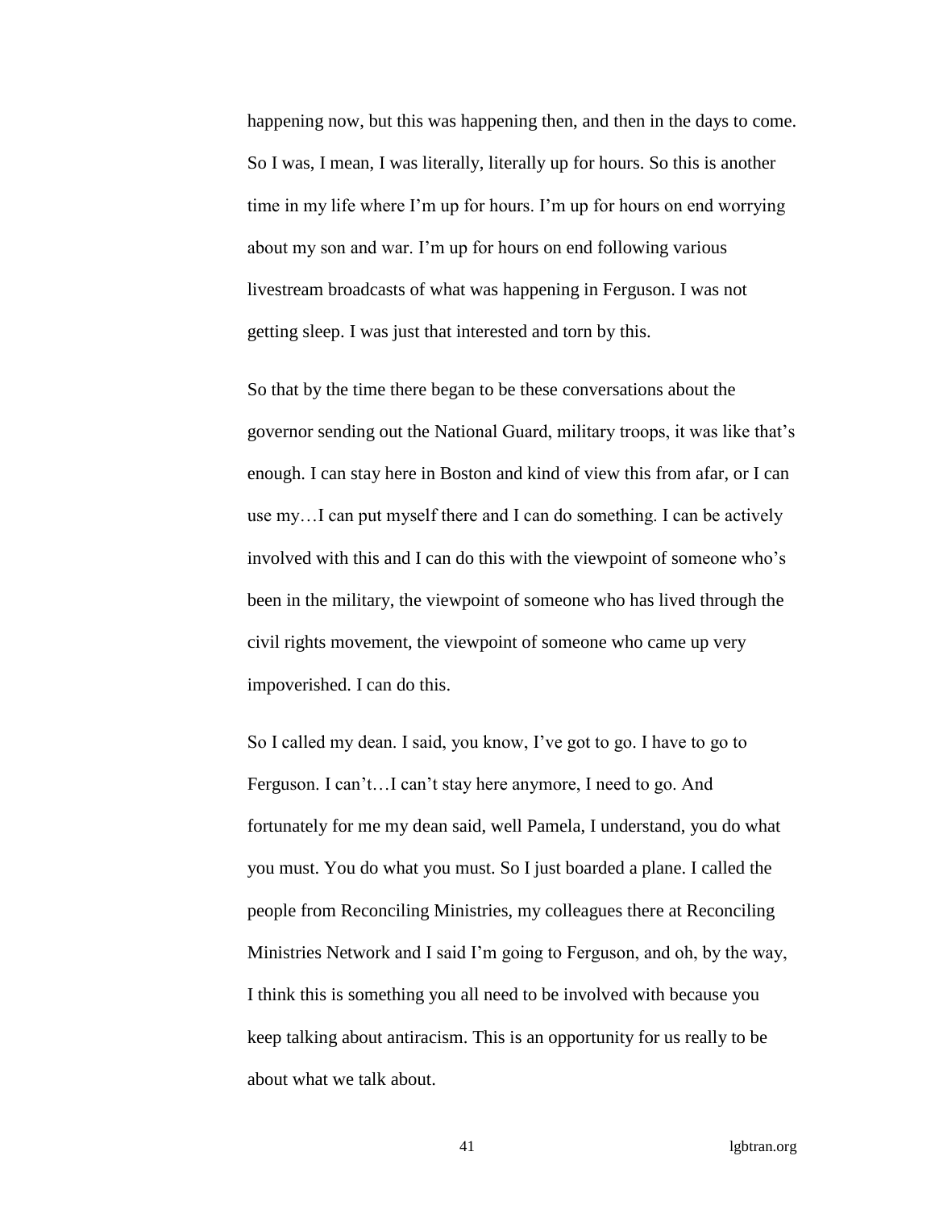happening now, but this was happening then, and then in the days to come. So I was, I mean, I was literally, literally up for hours. So this is another time in my life where I'm up for hours. I'm up for hours on end worrying about my son and war. I'm up for hours on end following various livestream broadcasts of what was happening in Ferguson. I was not getting sleep. I was just that interested and torn by this.

So that by the time there began to be these conversations about the governor sending out the National Guard, military troops, it was like that's enough. I can stay here in Boston and kind of view this from afar, or I can use my…I can put myself there and I can do something. I can be actively involved with this and I can do this with the viewpoint of someone who's been in the military, the viewpoint of someone who has lived through the civil rights movement, the viewpoint of someone who came up very impoverished. I can do this.

So I called my dean. I said, you know, I've got to go. I have to go to Ferguson. I can't…I can't stay here anymore, I need to go. And fortunately for me my dean said, well Pamela, I understand, you do what you must. You do what you must. So I just boarded a plane. I called the people from Reconciling Ministries, my colleagues there at Reconciling Ministries Network and I said I'm going to Ferguson, and oh, by the way, I think this is something you all need to be involved with because you keep talking about antiracism. This is an opportunity for us really to be about what we talk about.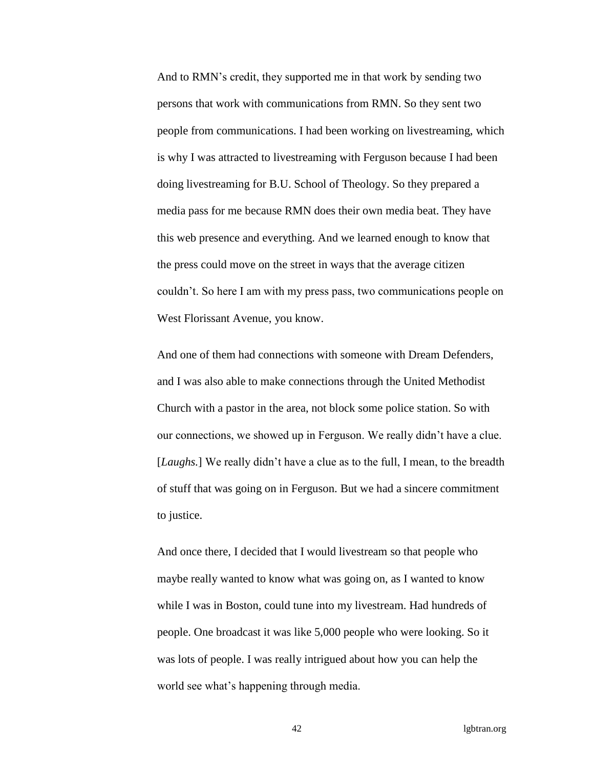And to RMN's credit, they supported me in that work by sending two persons that work with communications from RMN. So they sent two people from communications. I had been working on livestreaming, which is why I was attracted to livestreaming with Ferguson because I had been doing livestreaming for B.U. School of Theology. So they prepared a media pass for me because RMN does their own media beat. They have this web presence and everything. And we learned enough to know that the press could move on the street in ways that the average citizen couldn't. So here I am with my press pass, two communications people on West Florissant Avenue, you know.

And one of them had connections with someone with Dream Defenders, and I was also able to make connections through the United Methodist Church with a pastor in the area, not block some police station. So with our connections, we showed up in Ferguson. We really didn't have a clue. [*Laughs.*] We really didn't have a clue as to the full, I mean, to the breadth of stuff that was going on in Ferguson. But we had a sincere commitment to justice.

And once there, I decided that I would livestream so that people who maybe really wanted to know what was going on, as I wanted to know while I was in Boston, could tune into my livestream. Had hundreds of people. One broadcast it was like 5,000 people who were looking. So it was lots of people. I was really intrigued about how you can help the world see what's happening through media.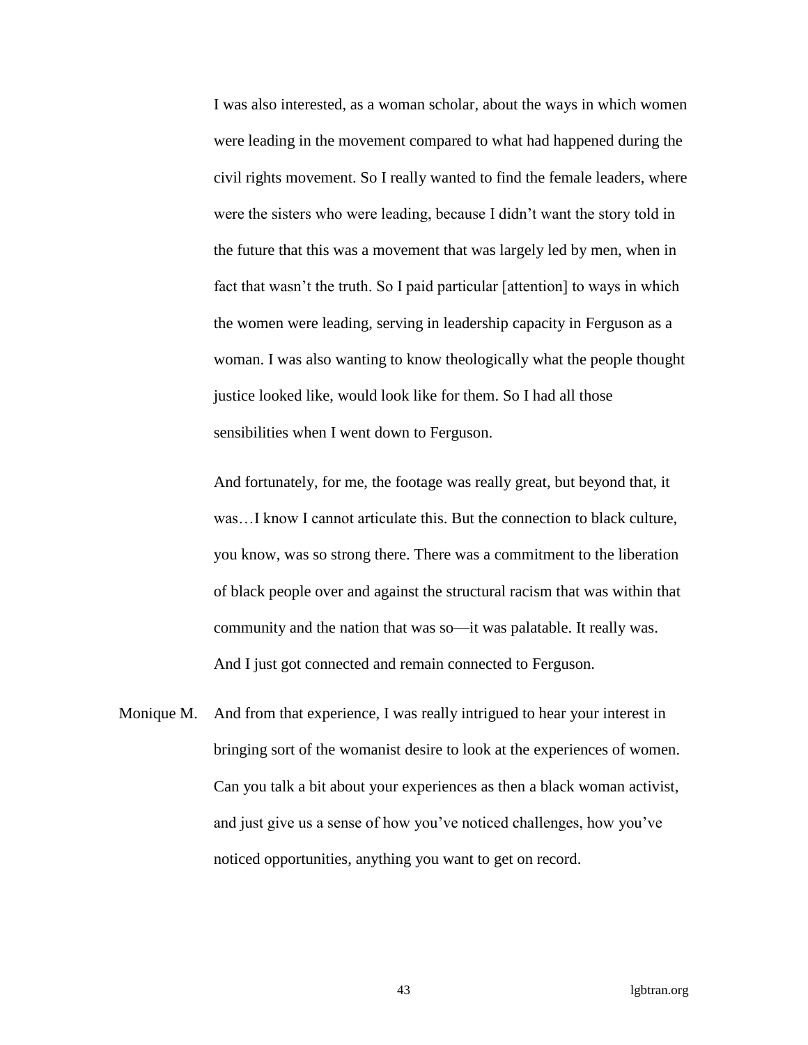I was also interested, as a woman scholar, about the ways in which women were leading in the movement compared to what had happened during the civil rights movement. So I really wanted to find the female leaders, where were the sisters who were leading, because I didn't want the story told in the future that this was a movement that was largely led by men, when in fact that wasn't the truth. So I paid particular [attention] to ways in which the women were leading, serving in leadership capacity in Ferguson as a woman. I was also wanting to know theologically what the people thought justice looked like, would look like for them. So I had all those sensibilities when I went down to Ferguson.

And fortunately, for me, the footage was really great, but beyond that, it was…I know I cannot articulate this. But the connection to black culture, you know, was so strong there. There was a commitment to the liberation of black people over and against the structural racism that was within that community and the nation that was so—it was palatable. It really was. And I just got connected and remain connected to Ferguson.

Monique M. And from that experience, I was really intrigued to hear your interest in bringing sort of the womanist desire to look at the experiences of women. Can you talk a bit about your experiences as then a black woman activist, and just give us a sense of how you've noticed challenges, how you've noticed opportunities, anything you want to get on record.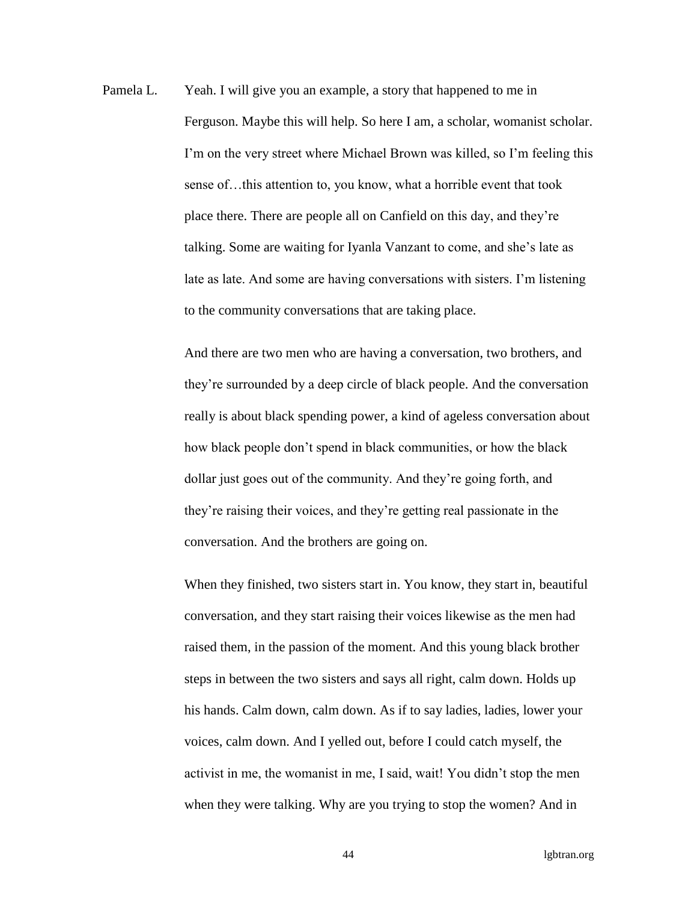Pamela L. Yeah. I will give you an example, a story that happened to me in Ferguson. Maybe this will help. So here I am, a scholar, womanist scholar. I'm on the very street where Michael Brown was killed, so I'm feeling this sense of…this attention to, you know, what a horrible event that took place there. There are people all on Canfield on this day, and they're talking. Some are waiting for Iyanla Vanzant to come, and she's late as late as late. And some are having conversations with sisters. I'm listening to the community conversations that are taking place.

And there are two men who are having a conversation, two brothers, and they're surrounded by a deep circle of black people. And the conversation really is about black spending power, a kind of ageless conversation about how black people don't spend in black communities, or how the black dollar just goes out of the community. And they're going forth, and they're raising their voices, and they're getting real passionate in the conversation. And the brothers are going on.

When they finished, two sisters start in. You know, they start in, beautiful conversation, and they start raising their voices likewise as the men had raised them, in the passion of the moment. And this young black brother steps in between the two sisters and says all right, calm down. Holds up his hands. Calm down, calm down. As if to say ladies, ladies, lower your voices, calm down. And I yelled out, before I could catch myself, the activist in me, the womanist in me, I said, wait! You didn't stop the men when they were talking. Why are you trying to stop the women? And in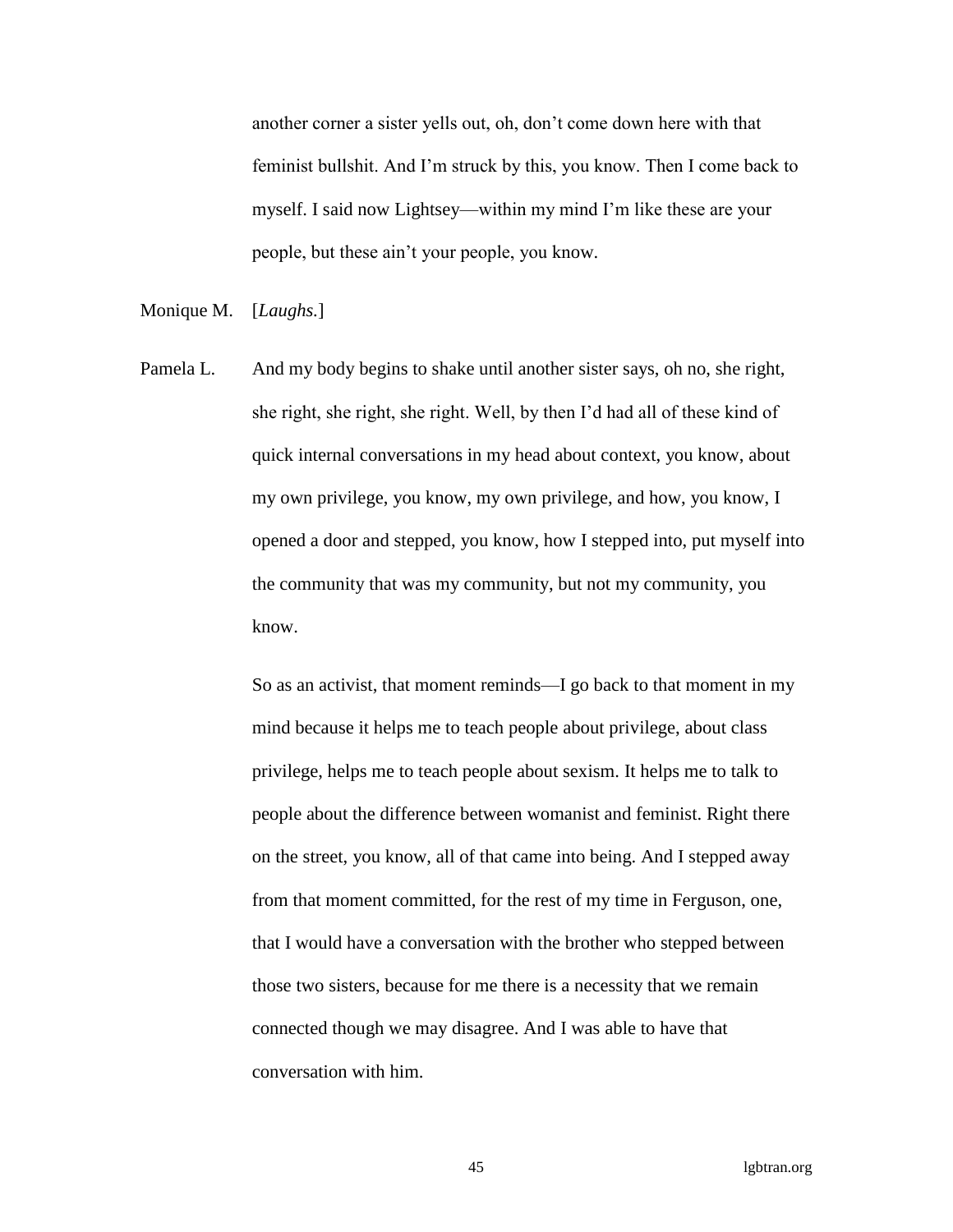another corner a sister yells out, oh, don't come down here with that feminist bullshit. And I'm struck by this, you know. Then I come back to myself. I said now Lightsey—within my mind I'm like these are your people, but these ain't your people, you know.

Monique M. [*Laughs.*]

Pamela L. And my body begins to shake until another sister says, oh no, she right, she right, she right, she right. Well, by then I'd had all of these kind of quick internal conversations in my head about context, you know, about my own privilege, you know, my own privilege, and how, you know, I opened a door and stepped, you know, how I stepped into, put myself into the community that was my community, but not my community, you know.

So as an activist, that moment reminds—I go back to that moment in my mind because it helps me to teach people about privilege, about class privilege, helps me to teach people about sexism. It helps me to talk to people about the difference between womanist and feminist. Right there on the street, you know, all of that came into being. And I stepped away from that moment committed, for the rest of my time in Ferguson, one, that I would have a conversation with the brother who stepped between those two sisters, because for me there is a necessity that we remain connected though we may disagree. And I was able to have that conversation with him.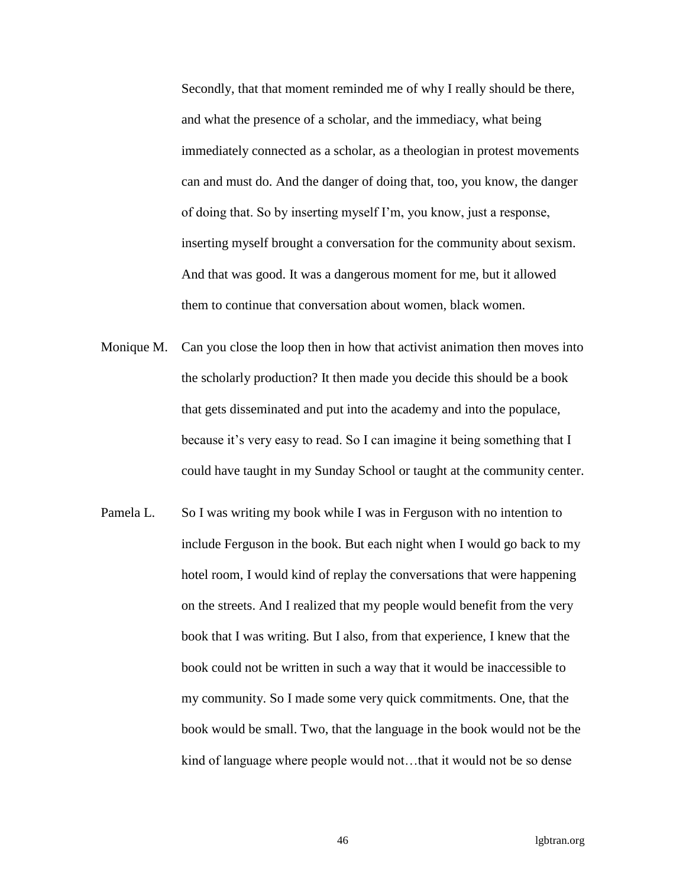Secondly, that that moment reminded me of why I really should be there, and what the presence of a scholar, and the immediacy, what being immediately connected as a scholar, as a theologian in protest movements can and must do. And the danger of doing that, too, you know, the danger of doing that. So by inserting myself I'm, you know, just a response, inserting myself brought a conversation for the community about sexism. And that was good. It was a dangerous moment for me, but it allowed them to continue that conversation about women, black women.

Monique M. Can you close the loop then in how that activist animation then moves into the scholarly production? It then made you decide this should be a book that gets disseminated and put into the academy and into the populace, because it's very easy to read. So I can imagine it being something that I could have taught in my Sunday School or taught at the community center.

Pamela L. So I was writing my book while I was in Ferguson with no intention to include Ferguson in the book. But each night when I would go back to my hotel room, I would kind of replay the conversations that were happening on the streets. And I realized that my people would benefit from the very book that I was writing. But I also, from that experience, I knew that the book could not be written in such a way that it would be inaccessible to my community. So I made some very quick commitments. One, that the book would be small. Two, that the language in the book would not be the kind of language where people would not…that it would not be so dense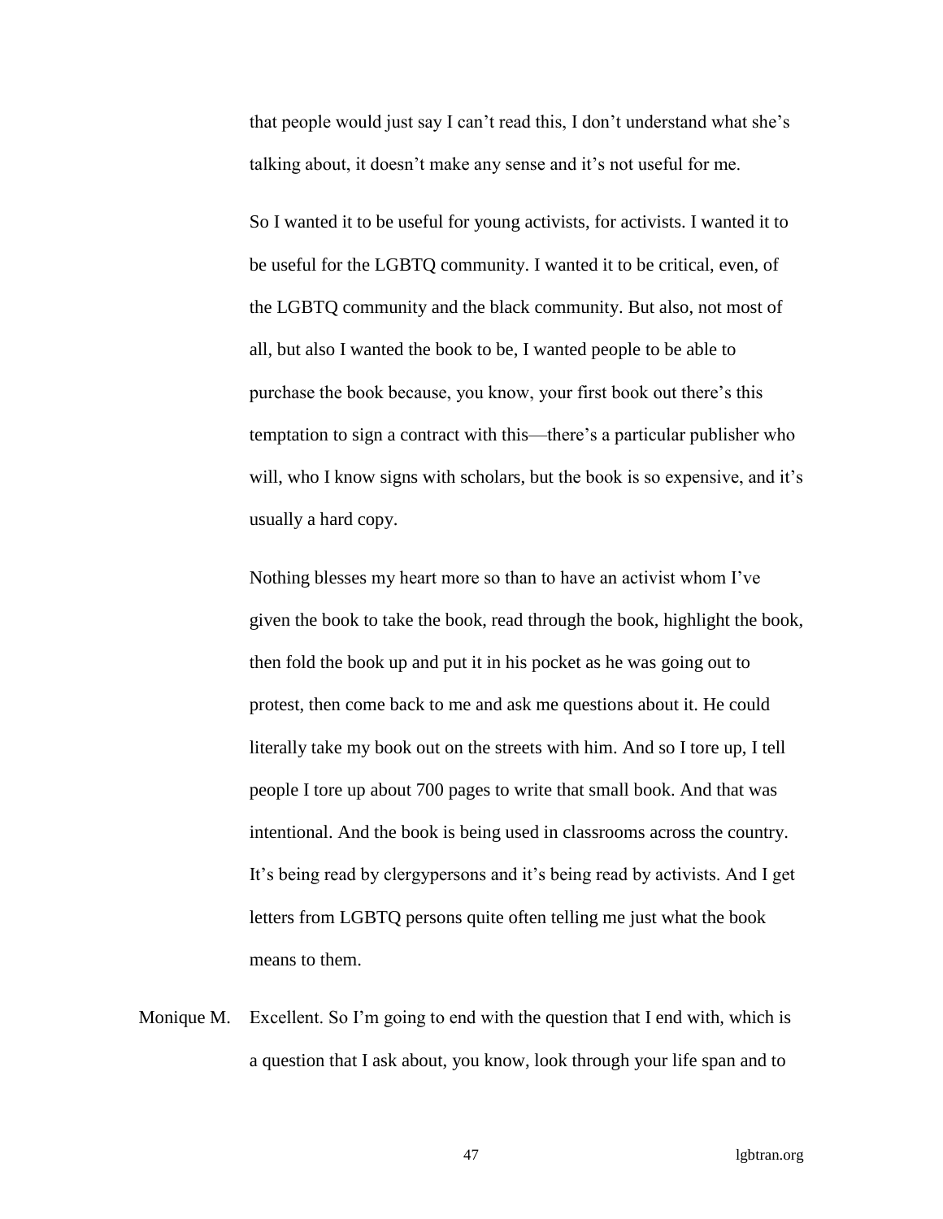that people would just say I can't read this, I don't understand what she's talking about, it doesn't make any sense and it's not useful for me.

So I wanted it to be useful for young activists, for activists. I wanted it to be useful for the LGBTQ community. I wanted it to be critical, even, of the LGBTQ community and the black community. But also, not most of all, but also I wanted the book to be, I wanted people to be able to purchase the book because, you know, your first book out there's this temptation to sign a contract with this—there's a particular publisher who will, who I know signs with scholars, but the book is so expensive, and it's usually a hard copy.

Nothing blesses my heart more so than to have an activist whom I've given the book to take the book, read through the book, highlight the book, then fold the book up and put it in his pocket as he was going out to protest, then come back to me and ask me questions about it. He could literally take my book out on the streets with him. And so I tore up, I tell people I tore up about 700 pages to write that small book. And that was intentional. And the book is being used in classrooms across the country. It's being read by clergypersons and it's being read by activists. And I get letters from LGBTQ persons quite often telling me just what the book means to them.

Monique M. Excellent. So I'm going to end with the question that I end with, which is a question that I ask about, you know, look through your life span and to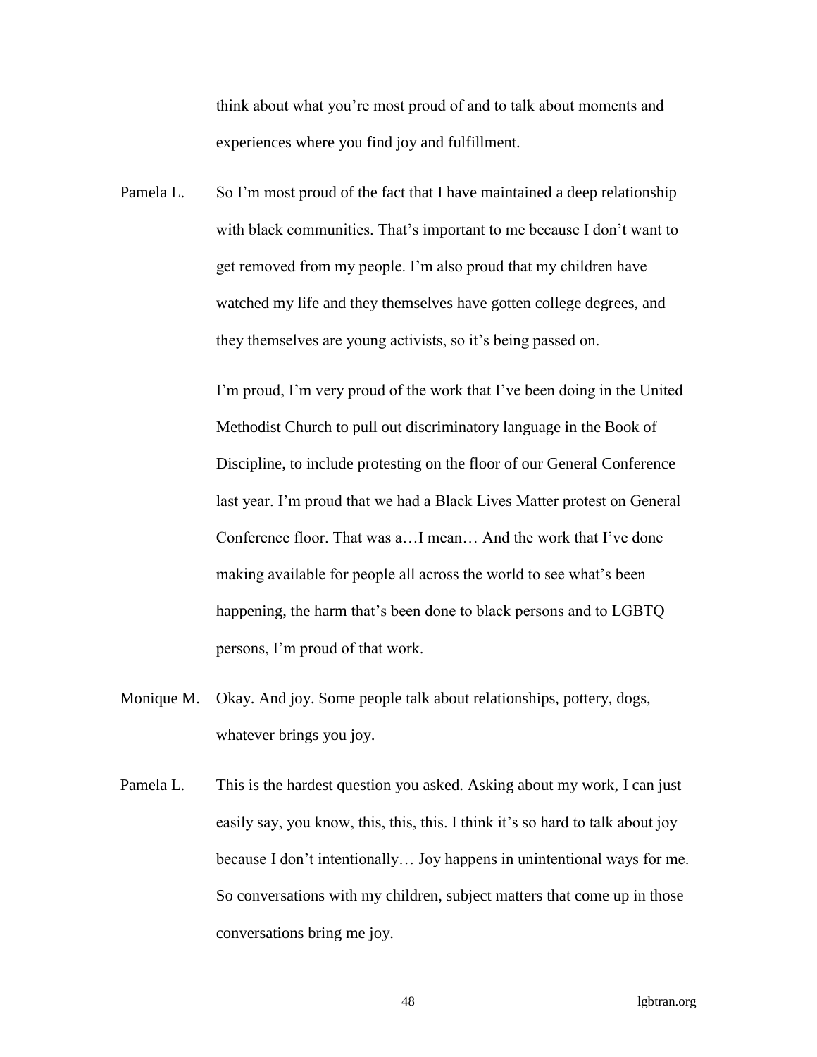think about what you're most proud of and to talk about moments and experiences where you find joy and fulfillment.

Pamela L. So I'm most proud of the fact that I have maintained a deep relationship with black communities. That's important to me because I don't want to get removed from my people. I'm also proud that my children have watched my life and they themselves have gotten college degrees, and they themselves are young activists, so it's being passed on.

I'm proud, I'm very proud of the work that I've been doing in the United Methodist Church to pull out discriminatory language in the Book of Discipline, to include protesting on the floor of our General Conference last year. I'm proud that we had a Black Lives Matter protest on General Conference floor. That was a…I mean… And the work that I've done making available for people all across the world to see what's been happening, the harm that's been done to black persons and to LGBTQ persons, I'm proud of that work.

Monique M. Okay. And joy. Some people talk about relationships, pottery, dogs, whatever brings you joy.

Pamela L. This is the hardest question you asked. Asking about my work, I can just easily say, you know, this, this, this. I think it's so hard to talk about joy because I don't intentionally… Joy happens in unintentional ways for me. So conversations with my children, subject matters that come up in those conversations bring me joy.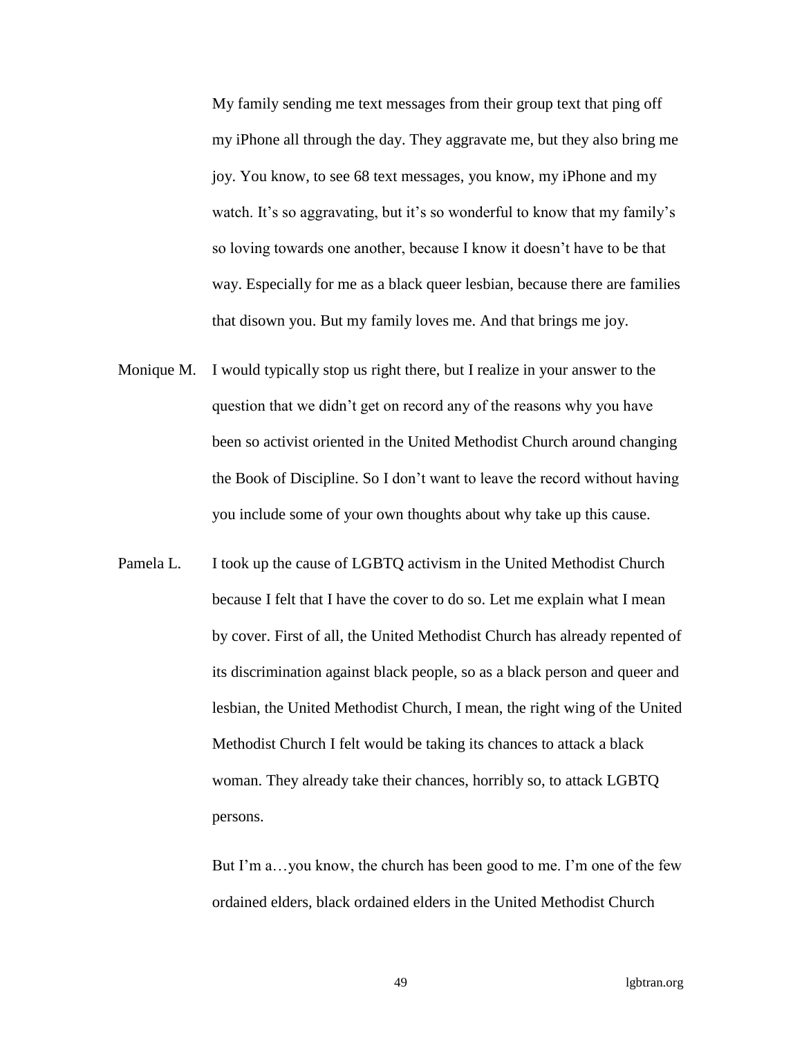My family sending me text messages from their group text that ping off my iPhone all through the day. They aggravate me, but they also bring me joy. You know, to see 68 text messages, you know, my iPhone and my watch. It's so aggravating, but it's so wonderful to know that my family's so loving towards one another, because I know it doesn't have to be that way. Especially for me as a black queer lesbian, because there are families that disown you. But my family loves me. And that brings me joy.

Monique M. I would typically stop us right there, but I realize in your answer to the question that we didn't get on record any of the reasons why you have been so activist oriented in the United Methodist Church around changing the Book of Discipline. So I don't want to leave the record without having you include some of your own thoughts about why take up this cause.

Pamela L. I took up the cause of LGBTQ activism in the United Methodist Church because I felt that I have the cover to do so. Let me explain what I mean by cover. First of all, the United Methodist Church has already repented of its discrimination against black people, so as a black person and queer and lesbian, the United Methodist Church, I mean, the right wing of the United Methodist Church I felt would be taking its chances to attack a black woman. They already take their chances, horribly so, to attack LGBTQ persons.

But I'm a…you know, the church has been good to me. I'm one of the few ordained elders, black ordained elders in the United Methodist Church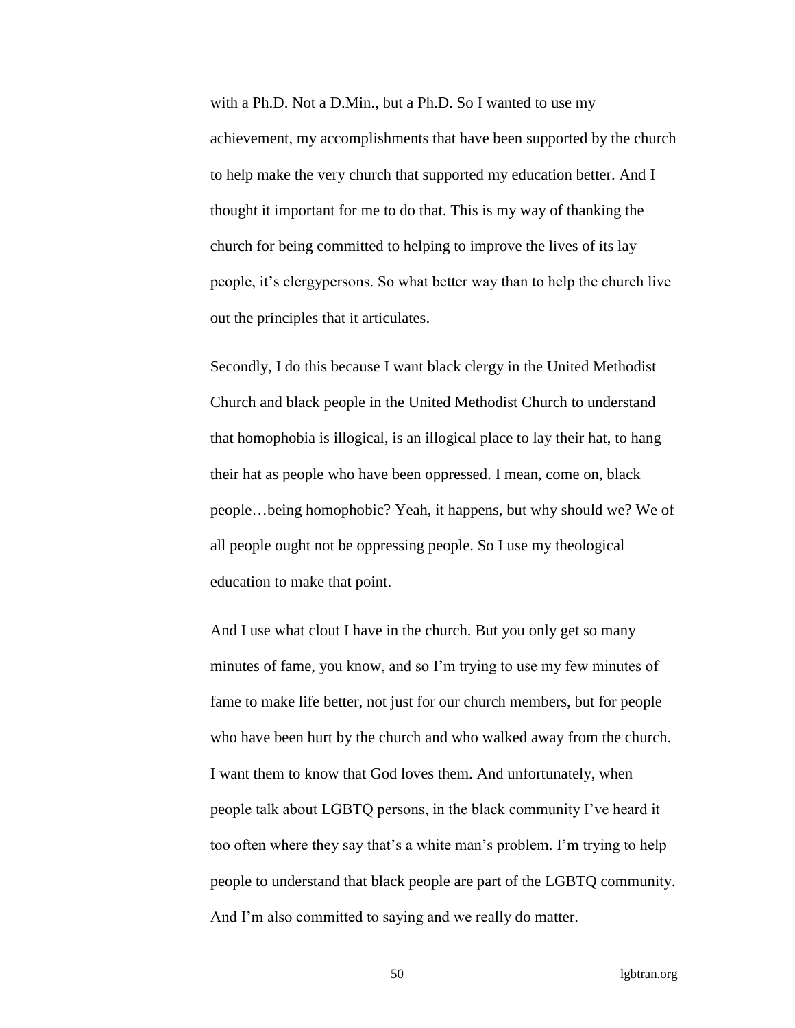with a Ph.D. Not a D.Min., but a Ph.D. So I wanted to use my achievement, my accomplishments that have been supported by the church to help make the very church that supported my education better. And I thought it important for me to do that. This is my way of thanking the church for being committed to helping to improve the lives of its lay people, it's clergypersons. So what better way than to help the church live out the principles that it articulates.

Secondly, I do this because I want black clergy in the United Methodist Church and black people in the United Methodist Church to understand that homophobia is illogical, is an illogical place to lay their hat, to hang their hat as people who have been oppressed. I mean, come on, black people…being homophobic? Yeah, it happens, but why should we? We of all people ought not be oppressing people. So I use my theological education to make that point.

And I use what clout I have in the church. But you only get so many minutes of fame, you know, and so I'm trying to use my few minutes of fame to make life better, not just for our church members, but for people who have been hurt by the church and who walked away from the church. I want them to know that God loves them. And unfortunately, when people talk about LGBTQ persons, in the black community I've heard it too often where they say that's a white man's problem. I'm trying to help people to understand that black people are part of the LGBTQ community. And I'm also committed to saying and we really do matter.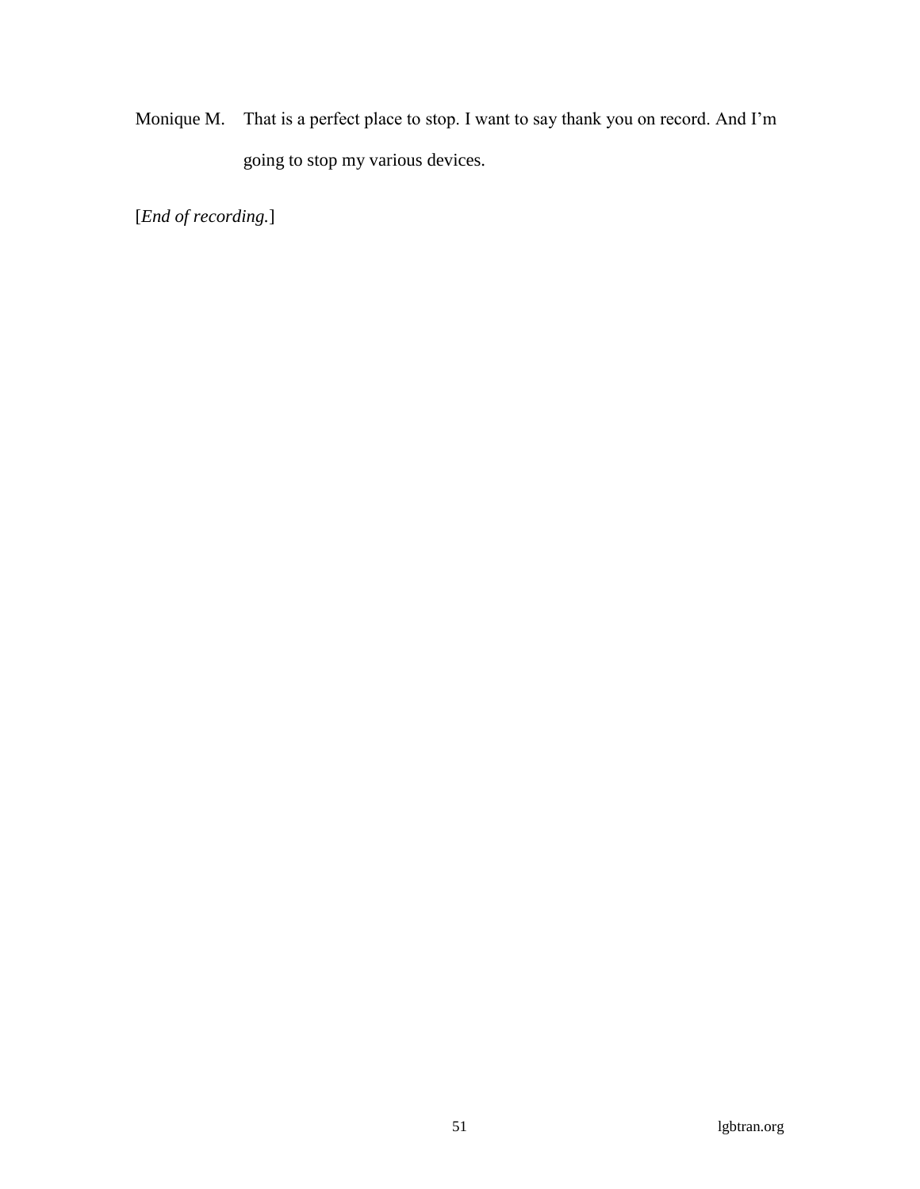Monique M. That is a perfect place to stop. I want to say thank you on record. And I'm going to stop my various devices.

[*End of recording.*]